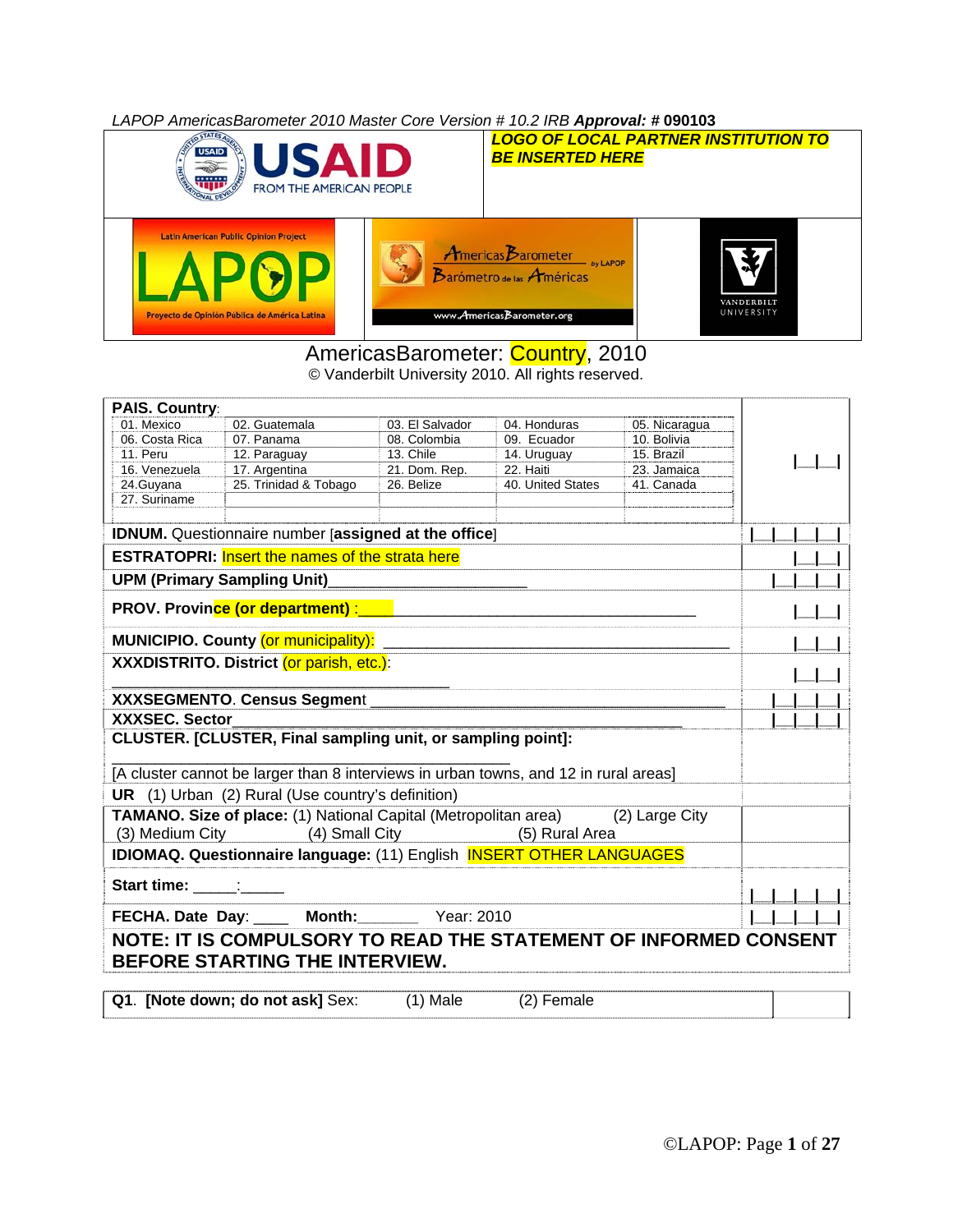LAPOP AmericasBarometer 2010 Master Core Version # 10.2 IRB **Approval: #** **090103**

**LOGO OF LOCAL PARTNER INSTITUTION TO BE INSERTED HERE**

# AmericasBarometer: Country, 2010

© Vanderbilt University 2010. All rights reserved.

**PAIS. Country**:

| | | | | |
|---|---|---|---|---|
| 01. Mexico | 02. Guatemala | 03. El Salvador | 04. Honduras | 05. Nicaragua |
| 06. Costa Rica | 07. Panama | 08. Colombia | 09. Ecuador | 10. Bolivia |
| 11. Peru | 12. Paraguay | 13. Chile | 14. Uruguay | 15. Brazil |
| 16. Venezuela | 17. Argentina | 21. Dom. Rep. | 22. Haiti | 23. Jamaica |
| 24.Guyana | 25. Trinidad & Tobago | 26. Belize | 40. United States | 41. Canada |
| 27. Suriname | | | | |

|__|__|

**IDNUM.** Questionnaire number [**assigned at the office**] |__|__|__|__|

**ESTRATOPRI:** Insert the names of the strata here |__|__|

**UPM (Primary Sampling Unit)**_______________________ |__|__|__|

**PROV. Province (or department)** :____________________________________ |__|__|

**MUNICIPIO. County** (or municipality): _____________________________________ |__|__|

**XXXDISTRITO. District** (or parish, etc.): _____________________________________ |__|__|

**XXXSEGMENTO. Census Segment** _____________________________________ |__|__|__|

**XXXSEC. Sector**_____________________________________ |__|__|__|

**CLUSTER. [CLUSTER, Final sampling unit, or sampling point]:** _______________________

[A cluster cannot be larger than 8 interviews in urban towns, and 12 in rural areas]

**UR** (1) Urban (2) Rural (Use country's definition)

**TAMANO. Size of place:** (1) National Capital (Metropolitan area) (2) Large City (3) Medium City (4) Small City (5) Rural Area

**IDIOMAQ. Questionnaire language:** (11) English INSERT OTHER LANGUAGES

**Start time:** _____:_____ |__|__|__|__|

**FECHA. Date Day**: ____ **Month:**_______ Year: 2010 |__|__|__|__|

**NOTE: IT IS COMPULSORY TO READ THE STATEMENT OF INFORMED CONSENT BEFORE STARTING THE INTERVIEW.**

**Q1. [Note down; do not ask]** Sex: (1) Male (2) Female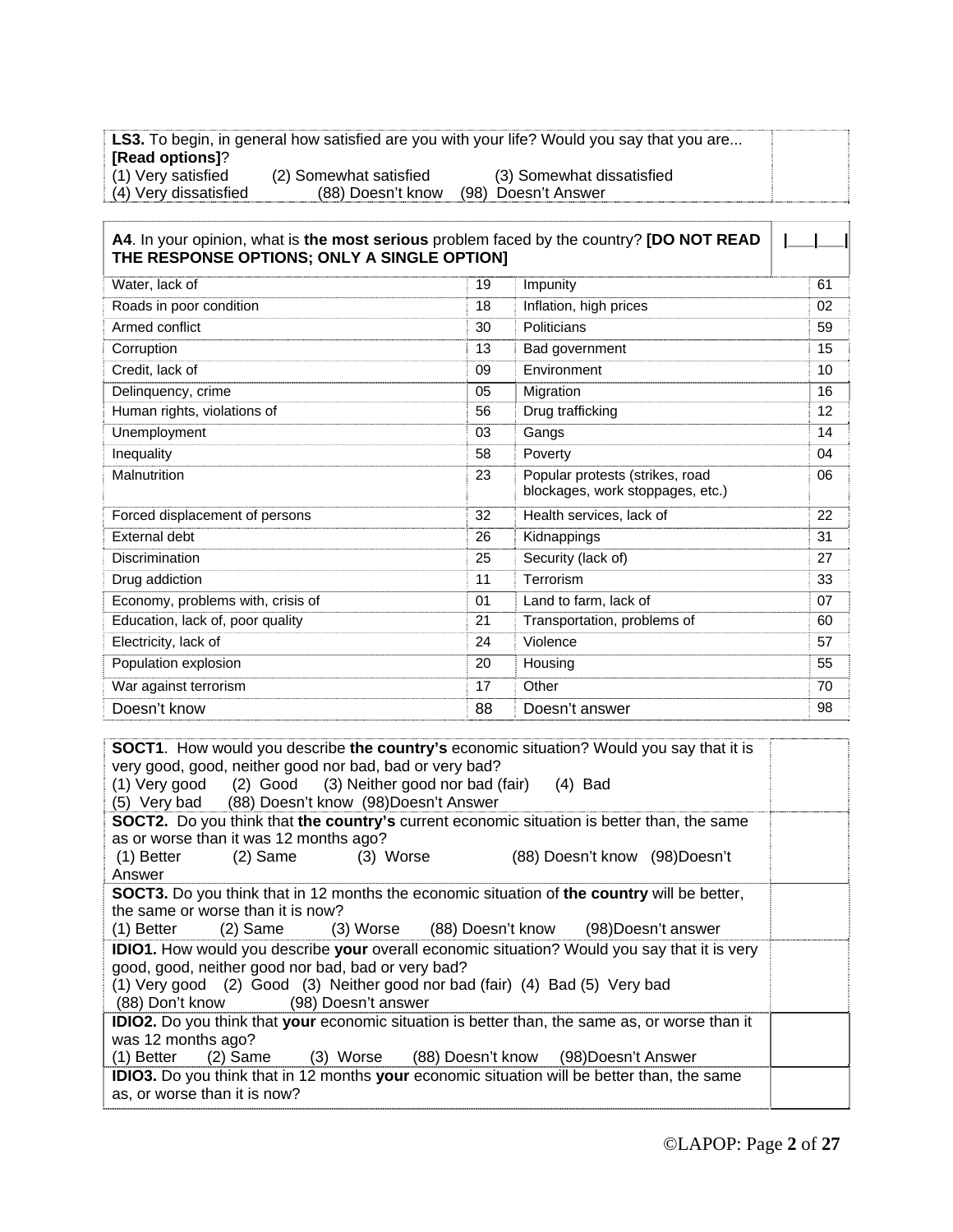**LS3.** To begin, in general how satisfied are you with your life? Would you say that you are... **[Read options]**?
(1) Very satisfied (2) Somewhat satisfied (3) Somewhat dissatisfied
(4) Very dissatisfied (88) Doesn't know (98) Doesn't Answer

**A4**. In your opinion, what is **the most serious** problem faced by the country? **[DO NOT READ THE RESPONSE OPTIONS; ONLY A SINGLE OPTION]** |___|___|

| | | | |
|---|---|---|---|
| Water, lack of | 19 | Impunity | 61 |
| Roads in poor condition | 18 | Inflation, high prices | 02 |
| Armed conflict | 30 | Politicians | 59 |
| Corruption | 13 | Bad government | 15 |
| Credit, lack of | 09 | Environment | 10 |
| Delinquency, crime | 05 | Migration | 16 |
| Human rights, violations of | 56 | Drug trafficking | 12 |
| Unemployment | 03 | Gangs | 14 |
| Inequality | 58 | Poverty | 04 |
| Malnutrition | 23 | Popular protests (strikes, road blockages, work stoppages, etc.) | 06 |
| Forced displacement of persons | 32 | Health services, lack of | 22 |
| External debt | 26 | Kidnappings | 31 |
| Discrimination | 25 | Security (lack of) | 27 |
| Drug addiction | 11 | Terrorism | 33 |
| Economy, problems with, crisis of | 01 | Land to farm, lack of | 07 |
| Education, lack of, poor quality | 21 | Transportation, problems of | 60 |
| Electricity, lack of | 24 | Violence | 57 |
| Population explosion | 20 | Housing | 55 |
| War against terrorism | 17 | Other | 70 |
| Doesn't know | 88 | Doesn't answer | 98 |

**SOCT1**. How would you describe **the country's** economic situation? Would you say that it is very good, good, neither good nor bad, bad or very bad?
(1) Very good (2) Good (3) Neither good nor bad (fair) (4) Bad
(5) Very bad (88) Doesn't know (98)Doesn't Answer

**SOCT2.** Do you think that **the country's** current economic situation is better than, the same as or worse than it was 12 months ago?
(1) Better (2) Same (3) Worse (88) Doesn't know (98)Doesn't Answer

**SOCT3.** Do you think that in 12 months the economic situation of **the country** will be better, the same or worse than it is now?
(1) Better (2) Same (3) Worse (88) Doesn't know (98)Doesn't answer

**IDIO1.** How would you describe **your** overall economic situation? Would you say that it is very good, good, neither good nor bad, bad or very bad?
(1) Very good (2) Good (3) Neither good nor bad (fair) (4) Bad (5) Very bad
(88) Don't know (98) Doesn't answer

**IDIO2.** Do you think that **your** economic situation is better than, the same as, or worse than it was 12 months ago?
(1) Better (2) Same (3) Worse (88) Doesn't know (98)Doesn't Answer

**IDIO3.** Do you think that in 12 months **your** economic situation will be better than, the same as, or worse than it is now?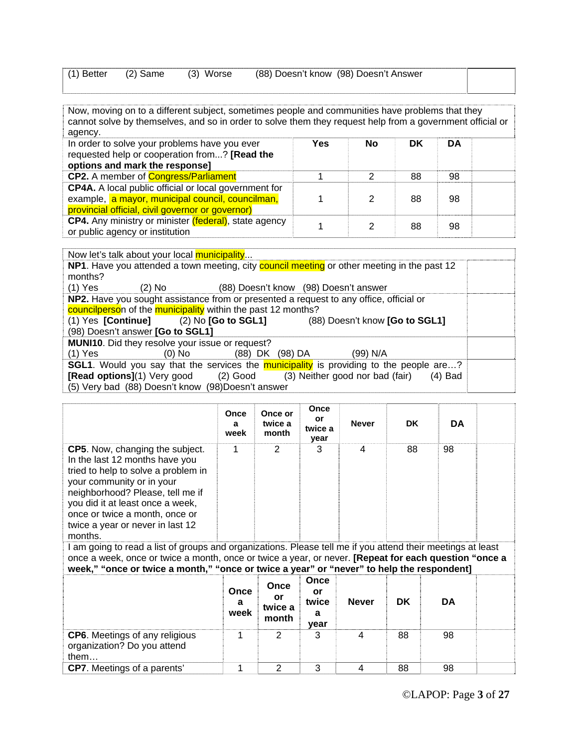| (1) Better | (2) Same | (3) Worse | (88) Doesn't know | (98) Doesn't Answer | |
|---|---|---|---|---|---|

Now, moving on to a different subject, sometimes people and communities have problems that they cannot solve by themselves, and so in order to solve them they request help from a government official or agency.

| In order to solve your problems have you ever requested help or cooperation from...? **[Read the options and mark the response]** | Yes | No | DK | DA | |
|---|---|---|---|---|---|
| **CP2.** A member of Congress/Parliament | 1 | 2 | 88 | 98 | |
| **CP4A.** A local public official or local government for example, a mayor, municipal council, councilman, provincial official, civil governor or governor) | 1 | 2 | 88 | 98 | |
| **CP4.** Any ministry or minister (federal), state agency or public agency or institution | 1 | 2 | 88 | 98 | |

Now let's talk about your local municipality...

**NP1**. Have you attended a town meeting, city council meeting or other meeting in the past 12 months?
(1) Yes (2) No (88) Doesn't know (98) Doesn't answer

**NP2.** Have you sought assistance from or presented a request to any office, official or councilperson of the municipality within the past 12 months?
(1) Yes **[Continue]** (2) No **[Go to SGL1]** (88) Doesn't know **[Go to SGL1]**
(98) Doesn't answer **[Go to SGL1]**

**MUNI10**. Did they resolve your issue or request?
(1) Yes (0) No (88) DK (98) DA (99) N/A

**SGL1**. Would you say that the services the municipality is providing to the people are…? **[Read options]**(1) Very good (2) Good (3) Neither good nor bad (fair) (4) Bad (5) Very bad (88) Doesn't know (98)Doesn't answer

| | Once a week | Once or twice a month | Once or twice a year | Never | DK | DA | |
|---|---|---|---|---|---|---|---|
| **CP5**. Now, changing the subject. In the last 12 months have you tried to help to solve a problem in your community or in your neighborhood? Please, tell me if you did it at least once a week, once or twice a month, once or twice a year or never in last 12 months. | 1 | 2 | 3 | 4 | 88 | 98 | |

I am going to read a list of groups and organizations. Please tell me if you attend their meetings at least once a week, once or twice a month, once or twice a year, or never. **[Repeat for each question "once a week," "once or twice a month," "once or twice a year" or "never" to help the respondent]**

| | Once a week | Once or twice a month | Once or twice a year | Never | DK | DA | |
|---|---|---|---|---|---|---|---|
| **CP6**. Meetings of any religious organization? Do you attend them… | 1 | 2 | 3 | 4 | 88 | 98 | |
| **CP7**. Meetings of a parents' | 1 | 2 | 3 | 4 | 88 | 98 | |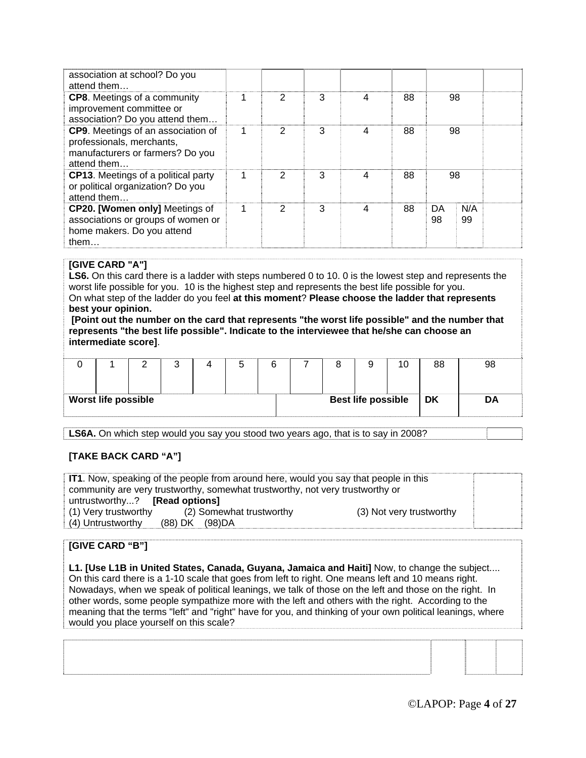| | | | | | | | | |
|---|---|---|---|---|---|---|---|---|
| association at school? Do you attend them… | | | | | | | | |
| **CP8**. Meetings of a community improvement committee or association? Do you attend them… | 1 | 2 | 3 | 4 | 88 | 98 | | |
| **CP9**. Meetings of an association of professionals, merchants, manufacturers or farmers? Do you attend them… | 1 | 2 | 3 | 4 | 88 | 98 | | |
| **CP13**. Meetings of a political party or political organization? Do you attend them… | 1 | 2 | 3 | 4 | 88 | 98 | | |
| **CP20. [Women only]** Meetings of associations or groups of women or home makers. Do you attend them… | 1 | 2 | 3 | 4 | 88 | DA 98 | N/A 99 | |

**[GIVE CARD "A"]**

**LS6.** On this card there is a ladder with steps numbered 0 to 10. 0 is the lowest step and represents the worst life possible for you. 10 is the highest step and represents the best life possible for you.
On what step of the ladder do you feel **at this moment**? **Please choose the ladder that represents best your opinion.**
**[Point out the number on the card that represents "the worst life possible" and the number that represents "the best life possible". Indicate to the interviewee that he/she can choose an intermediate score]**.

| 0 | 1 | 2 | 3 | 4 | 5 | 6 | 7 | 8 | 9 | 10 | 88 | 98 |
|---|---|---|---|---|---|---|---|---|---|---|---|---|
| **Worst life possible** | | | | | | | **Best life possible** | | | | **DK** | **DA** |

| | |
|---|---|
| **LS6A.** On which step would you say you stood two years ago, that is to say in 2008? | |

**[TAKE BACK CARD "A"]**

| | |
|---|---|
| **IT1**. Now, speaking of the people from around here, would you say that people in this community are very trustworthy, somewhat trustworthy, not very trustworthy or untrustworthy...? **[Read options]**<br>(1) Very trustworthy (2) Somewhat trustworthy (3) Not very trustworthy<br>(4) Untrustworthy (88) DK (98)DA | |

**[GIVE CARD "B"]**

**L1. [Use L1B in United States, Canada, Guyana, Jamaica and Haiti]** Now, to change the subject.... On this card there is a 1-10 scale that goes from left to right. One means left and 10 means right. Nowadays, when we speak of political leanings, we talk of those on the left and those on the right. In other words, some people sympathize more with the left and others with the right. According to the meaning that the terms "left" and "right" have for you, and thinking of your own political leanings, where would you place yourself on this scale?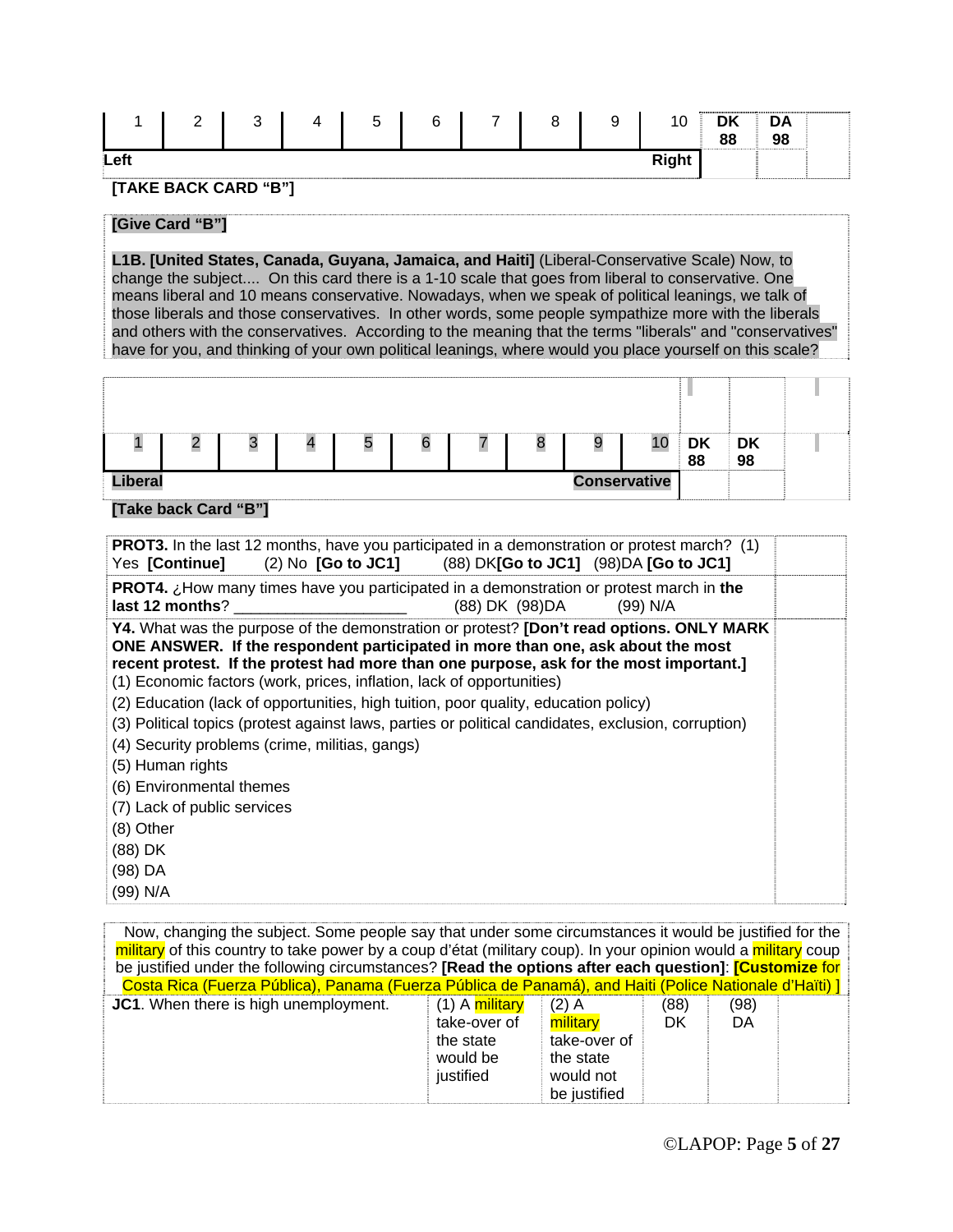| 1 | 2 | 3 | 4 | 5 | 6 | 7 | 8 | 9 | 10 | DK 88 | DA 98 | |
|---|---|---|---|---|---|---|---|---|---|---|---|---|
| Left | | | | | | | | | Right | | | |

**[TAKE BACK CARD "B"]**

**[Give Card "B"]**

**L1B. [United States, Canada, Guyana, Jamaica, and Haiti]** (Liberal-Conservative Scale) Now, to change the subject.... On this card there is a 1-10 scale that goes from liberal to conservative. One means liberal and 10 means conservative. Nowadays, when we speak of political leanings, we talk of those liberals and those conservatives. In other words, some people sympathize more with the liberals and others with the conservatives. According to the meaning that the terms "liberals" and "conservatives" have for you, and thinking of your own political leanings, where would you place yourself on this scale?

| 1 | 2 | 3 | 4 | 5 | 6 | 7 | 8 | 9 | 10 | DK 88 | DK 98 | |
|---|---|---|---|---|---|---|---|---|---|---|---|---|
| Liberal | | | | | | | | | Conservative | | | |

**[Take back Card "B"]**

| | |
|---|---|
| **PROT3.** In the last 12 months, have you participated in a demonstration or protest march? (1) Yes **[Continue]** (2) No **[Go to JC1]** (88) DK**[Go to JC1]** (98)DA **[Go to JC1]** | |
| **PROT4.** ¿How many times have you participated in a demonstration or protest march in **the last 12 months**? ____________________ (88) DK (98)DA (99) N/A | |
| **Y4.** What was the purpose of the demonstration or protest? **[Don't read options. ONLY MARK ONE ANSWER. If the respondent participated in more than one, ask about the most recent protest. If the protest had more than one purpose, ask for the most important.]**<br>(1) Economic factors (work, prices, inflation, lack of opportunities)<br>(2) Education (lack of opportunities, high tuition, poor quality, education policy)<br>(3) Political topics (protest against laws, parties or political candidates, exclusion, corruption)<br>(4) Security problems (crime, militias, gangs)<br>(5) Human rights<br>(6) Environmental themes<br>(7) Lack of public services<br>(8) Other<br>(88) DK<br>(98) DA<br>(99) N/A | |

Now, changing the subject. Some people say that under some circumstances it would be justified for the military of this country to take power by a coup d'état (military coup). In your opinion would a military coup be justified under the following circumstances? **[Read the options after each question]**: **[Customize** for Costa Rica (Fuerza Pública), Panama (Fuerza Pública de Panamá), and Haiti (Police Nationale d'Haïti) ]

| | | | | | |
|---|---|---|---|---|---|
| **JC1**. When there is high unemployment. | (1) A military take-over of the state would be justified | (2) A military take-over of the state would not be justified | (88) DK | (98) DA | |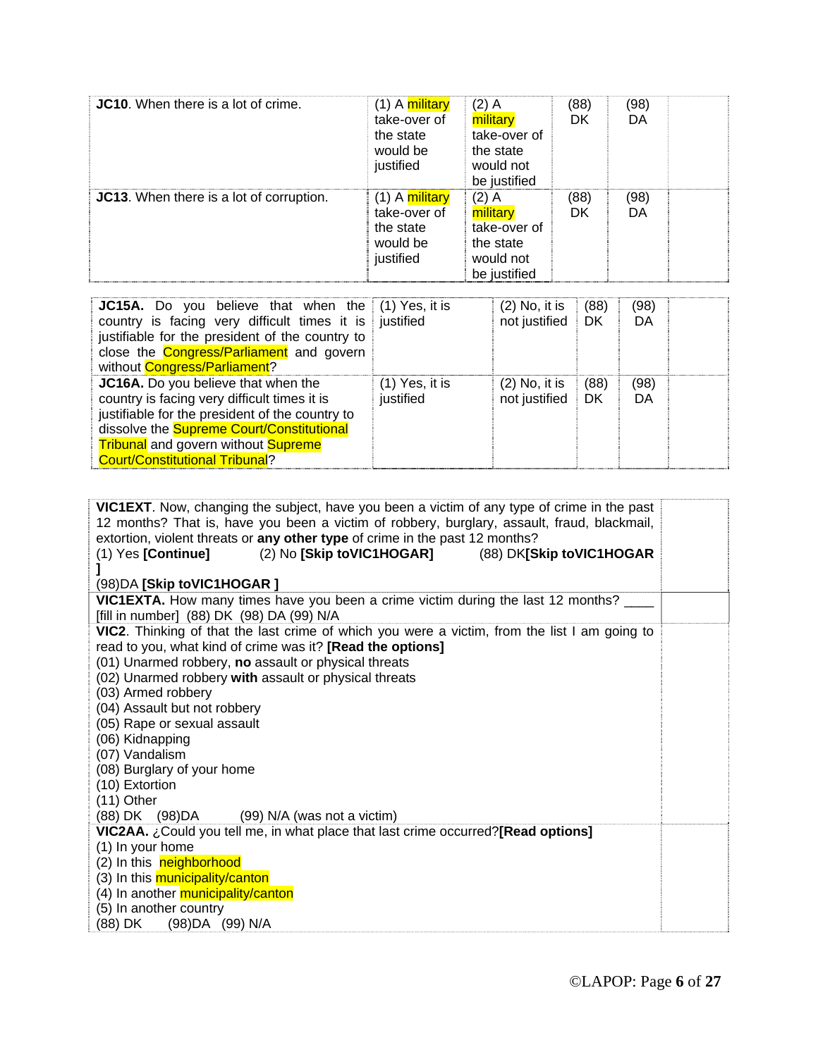| | | | | | |
|---|---|---|---|---|---|
| **JC10**. When there is a lot of crime. | (1) A military take-over of the state would be justified | (2) A military take-over of the state would not be justified | (88) DK | (98) DA | |
| **JC13**. When there is a lot of corruption. | (1) A military take-over of the state would be justified | (2) A military take-over of the state would not be justified | (88) DK | (98) DA | |

| | | | | | |
|---|---|---|---|---|---|
| **JC15A.** Do you believe that when the country is facing very difficult times it is justifiable for the president of the country to close the Congress/Parliament and govern without Congress/Parliament? | (1) Yes, it is justified | (2) No, it is not justified | (88) DK | (98) DA | |
| **JC16A.** Do you believe that when the country is facing very difficult times it is justifiable for the president of the country to dissolve the Supreme Court/Constitutional Tribunal and govern without Supreme Court/Constitutional Tribunal? | (1) Yes, it is justified | (2) No, it is not justified | (88) DK | (98) DA | |

**VIC1EXT**. Now, changing the subject, have you been a victim of any type of crime in the past 12 months? That is, have you been a victim of robbery, burglary, assault, fraud, blackmail, extortion, violent threats or **any other type** of crime in the past 12 months?
(1) Yes **[Continue]** (2) No **[Skip toVIC1HOGAR]** (88) DK**[Skip toVIC1HOGAR ]**
(98)DA **[Skip toVIC1HOGAR ]**

**VIC1EXTA.** How many times have you been a crime victim during the last 12 months? ____ [fill in number] (88) DK (98) DA (99) N/A

**VIC2**. Thinking of that the last crime of which you were a victim, from the list I am going to read to you, what kind of crime was it? **[Read the options]**
(01) Unarmed robbery, **no** assault or physical threats
(02) Unarmed robbery **with** assault or physical threats
(03) Armed robbery
(04) Assault but not robbery
(05) Rape or sexual assault
(06) Kidnapping
(07) Vandalism
(08) Burglary of your home
(10) Extortion
(11) Other
(88) DK (98)DA (99) N/A (was not a victim)

**VIC2AA.** ¿Could you tell me, in what place that last crime occurred?**[Read options]**
(1) In your home
(2) In this neighborhood
(3) In this municipality/canton
(4) In another municipality/canton
(5) In another country
(88) DK (98)DA (99) N/A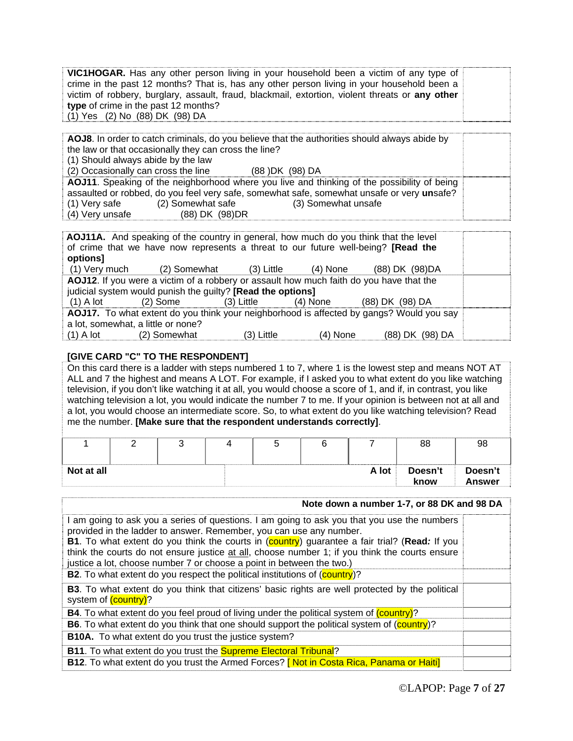**VIC1HOGAR.** Has any other person living in your household been a victim of any type of crime in the past 12 months? That is, has any other person living in your household been a victim of robbery, burglary, assault, fraud, blackmail, extortion, violent threats or **any other type** of crime in the past 12 months?
(1) Yes (2) No (88) DK (98) DA

**AOJ8**. In order to catch criminals, do you believe that the authorities should always abide by the law or that occasionally they can cross the line?
(1) Should always abide by the law
(2) Occasionally can cross the line (88 )DK (98) DA

**AOJ11**. Speaking of the neighborhood where you live and thinking of the possibility of being assaulted or robbed, do you feel very safe, somewhat safe, somewhat unsafe or very **un**safe?
(1) Very safe (2) Somewhat safe (3) Somewhat unsafe
(4) Very unsafe (88) DK (98)DR

**AOJ11A.** And speaking of the country in general, how much do you think that the level of crime that we have now represents a threat to our future well-being? **[Read the options]**
(1) Very much (2) Somewhat (3) Little (4) None (88) DK (98)DA

**AOJ12**. If you were a victim of a robbery or assault how much faith do you have that the judicial system would punish the guilty? **[Read the options]**
(1) A lot (2) Some (3) Little (4) None (88) DK (98) DA

**AOJ17.** To what extent do you think your neighborhood is affected by gangs? Would you say a lot, somewhat, a little or none?
(1) A lot (2) Somewhat (3) Little (4) None (88) DK (98) DA

**[GIVE CARD "C" TO THE RESPONDENT]**

On this card there is a ladder with steps numbered 1 to 7, where 1 is the lowest step and means NOT AT ALL and 7 the highest and means A LOT. For example, if I asked you to what extent do you like watching television, if you don't like watching it at all, you would choose a score of 1, and if, in contrast, you like watching television a lot, you would indicate the number 7 to me. If your opinion is between not at all and a lot, you would choose an intermediate score. So, to what extent do you like watching television? Read me the number. **[Make sure that the respondent understands correctly]**.

| 1 | 2 | 3 | 4 | 5 | 6 | 7 | 88 | 98 |
|---|---|---|---|---|---|---|---|---|
| **Not at all** | | | | | | **A lot** | **Doesn't know** | **Doesn't Answer** |

**Note down a number 1-7, or 88 DK and 98 DA**

I am going to ask you a series of questions. I am going to ask you that you use the numbers provided in the ladder to answer. Remember, you can use any number.

**B1**. To what extent do you think the courts in (country) guarantee a fair trial? (**Read:** If you think the courts do not ensure justice at all, choose number 1; if you think the courts ensure justice a lot, choose number 7 or choose a point in between the two.)

**B2**. To what extent do you respect the political institutions of (country)?

**B3**. To what extent do you think that citizens' basic rights are well protected by the political system of (country)?

**B4**. To what extent do you feel proud of living under the political system of (country)?

**B6**. To what extent do you think that one should support the political system of (country)?

**B10A.** To what extent do you trust the justice system?

**B11**. To what extent do you trust the Supreme Electoral Tribunal?

**B12**. To what extent do you trust the Armed Forces? [ Not in Costa Rica, Panama or Haiti]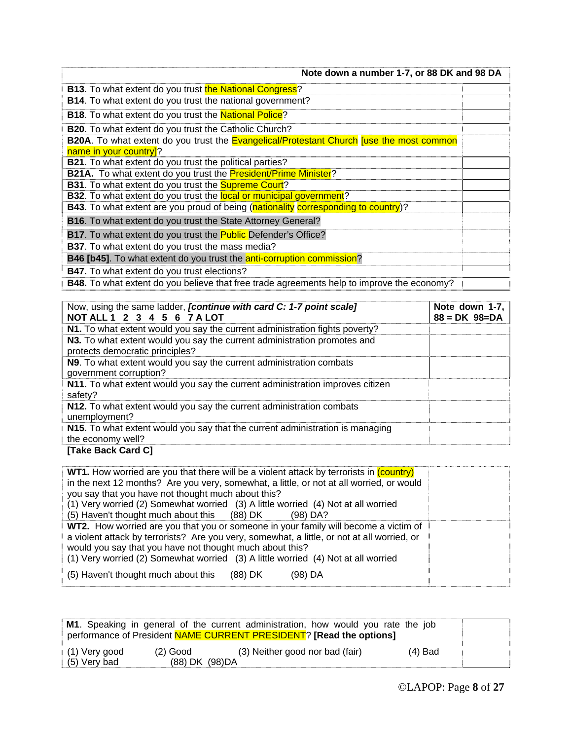| | Note down a number 1-7, or 88 DK and 98 DA |
|---|---|
| **B13**. To what extent do you trust the National Congress? | |
| **B14**. To what extent do you trust the national government? | |
| **B18**. To what extent do you trust the National Police? | |
| **B20**. To what extent do you trust the Catholic Church? | |
| **B20A**. To what extent do you trust the Evangelical/Protestant Church [use the most common name in your country]? | |
| **B21**. To what extent do you trust the political parties? | |
| **B21A.** To what extent do you trust the President/Prime Minister? | |
| **B31**. To what extent do you trust the Supreme Court? | |
| **B32**. To what extent do you trust the local or municipal government? | |
| **B43**. To what extent are you proud of being (nationality corresponding to country)? | |
| **B16**. To what extent do you trust the State Attorney General? | |
| **B17**. To what extent do you trust the Public Defender's Office? | |
| **B37**. To what extent do you trust the mass media? | |
| **B46 [b45]**. To what extent do you trust the anti-corruption commission? | |
| **B47.** To what extent do you trust elections? | |
| **B48.** To what extent do you believe that free trade agreements help to improve the economy? | |

| Now, using the same ladder, ***[continue with card C: 1-7 point scale]*** **NOT ALL 1 2 3 4 5 6 7 A LOT** | **Note down 1-7, 88 = DK 98=DA** |
|---|---|
| **N1.** To what extent would you say the current administration fights poverty? | |
| **N3.** To what extent would you say the current administration promotes and protects democratic principles? | |
| **N9**. To what extent would you say the current administration combats government corruption? | |
| **N11.** To what extent would you say the current administration improves citizen safety? | |
| **N12.** To what extent would you say the current administration combats unemployment? | |
| **N15.** To what extent would you say that the current administration is managing the economy well? | |

**[Take Back Card C]**

| | |
|---|---|
| **WT1.** How worried are you that there will be a violent attack by terrorists in (country) in the next 12 months? Are you very, somewhat, a little, or not at all worried, or would you say that you have not thought much about this? (1) Very worried (2) Somewhat worried (3) A little worried (4) Not at all worried (5) Haven't thought much about this (88) DK (98) DA? | |
| **WT2.** How worried are you that you or someone in your family will become a victim of a violent attack by terrorists? Are you very, somewhat, a little, or not at all worried, or would you say that you have not thought much about this? (1) Very worried (2) Somewhat worried (3) A little worried (4) Not at all worried (5) Haven't thought much about this (88) DK (98) DA | |

| | |
|---|---|
| **M1**. Speaking in general of the current administration, how would you rate the job performance of President NAME CURRENT PRESIDENT? **[Read the options]** (1) Very good (2) Good (3) Neither good nor bad (fair) (4) Bad (5) Very bad (88) DK (98)DA | |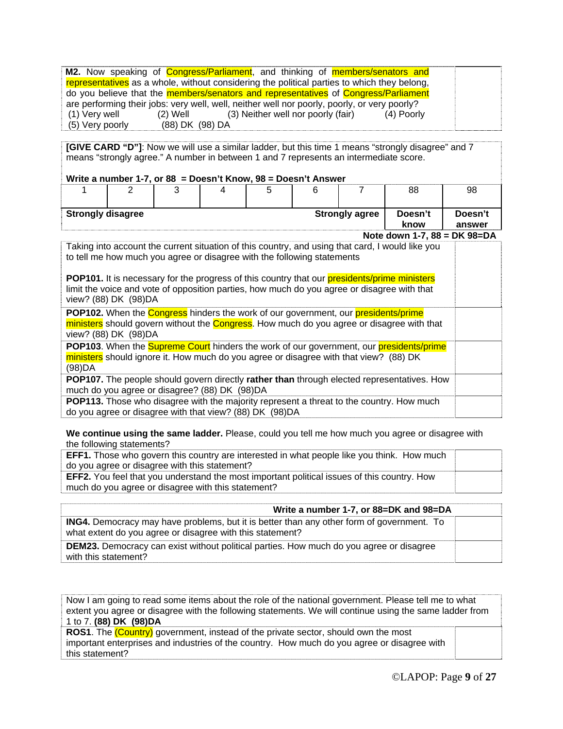| **M2.** Now speaking of Congress/Parliament, and thinking of members/senators and representatives as a whole, without considering the political parties to which they belong, do you believe that the members/senators and representatives of Congress/Parliament are performing their jobs: very well, well, neither well nor poorly, poorly, or very poorly?<br>(1) Very well (2) Well (3) Neither well nor poorly (fair) (4) Poorly<br>(5) Very poorly (88) DK (98) DA | |
|---|---|

**[GIVE CARD "D"]**: Now we will use a similar ladder, but this time 1 means "strongly disagree" and 7 means "strongly agree." A number in between 1 and 7 represents an intermediate score.

**Write a number 1-7, or 88 = Doesn't Know, 98 = Doesn't Answer**

| 1 | 2 | 3 | 4 | 5 | 6 | 7 | 88 | 98 |
|---|---|---|---|---|---|---|---|---|
| **Strongly disagree** | | | | | | **Strongly agree** | **Doesn't know** | **Doesn't answer** |

**Note down 1-7, 88 = DK 98=DA**

| Taking into account the current situation of this country, and using that card, I would like you to tell me how much you agree or disagree with the following statements<br><br>**POP101.** It is necessary for the progress of this country that our presidents/prime ministers limit the voice and vote of opposition parties, how much do you agree or disagree with that view? (88) DK (98)DA | |
|---|---|
| **POP102.** When the Congress hinders the work of our government, our presidents/prime ministers should govern without the Congress. How much do you agree or disagree with that view? (88) DK (98)DA | |
| **POP103**. When the Supreme Court hinders the work of our government, our presidents/prime ministers should ignore it. How much do you agree or disagree with that view? (88) DK (98)DA | |
| **POP107.** The people should govern directly **rather than** through elected representatives. How much do you agree or disagree? (88) DK (98)DA | |
| **POP113.** Those who disagree with the majority represent a threat to the country. How much do you agree or disagree with that view? (88) DK (98)DA | |

**We continue using the same ladder.** Please, could you tell me how much you agree or disagree with the following statements?

| **EFF1.** Those who govern this country are interested in what people like you think. How much do you agree or disagree with this statement? | |
|---|---|
| **EFF2.** You feel that you understand the most important political issues of this country. How much do you agree or disagree with this statement? | |

| **Write a number 1-7, or 88=DK and 98=DA** | |
|---|---|
| **ING4.** Democracy may have problems, but it is better than any other form of government. To what extent do you agree or disagree with this statement? | |
| **DEM23.** Democracy can exist without political parties. How much do you agree or disagree with this statement? | |

| Now I am going to read some items about the role of the national government. Please tell me to what extent you agree or disagree with the following statements. We will continue using the same ladder from 1 to 7. **(88) DK (98)DA** | |
|---|---|
| **ROS1**. The (Country) government, instead of the private sector, should own the most important enterprises and industries of the country. How much do you agree or disagree with this statement? | |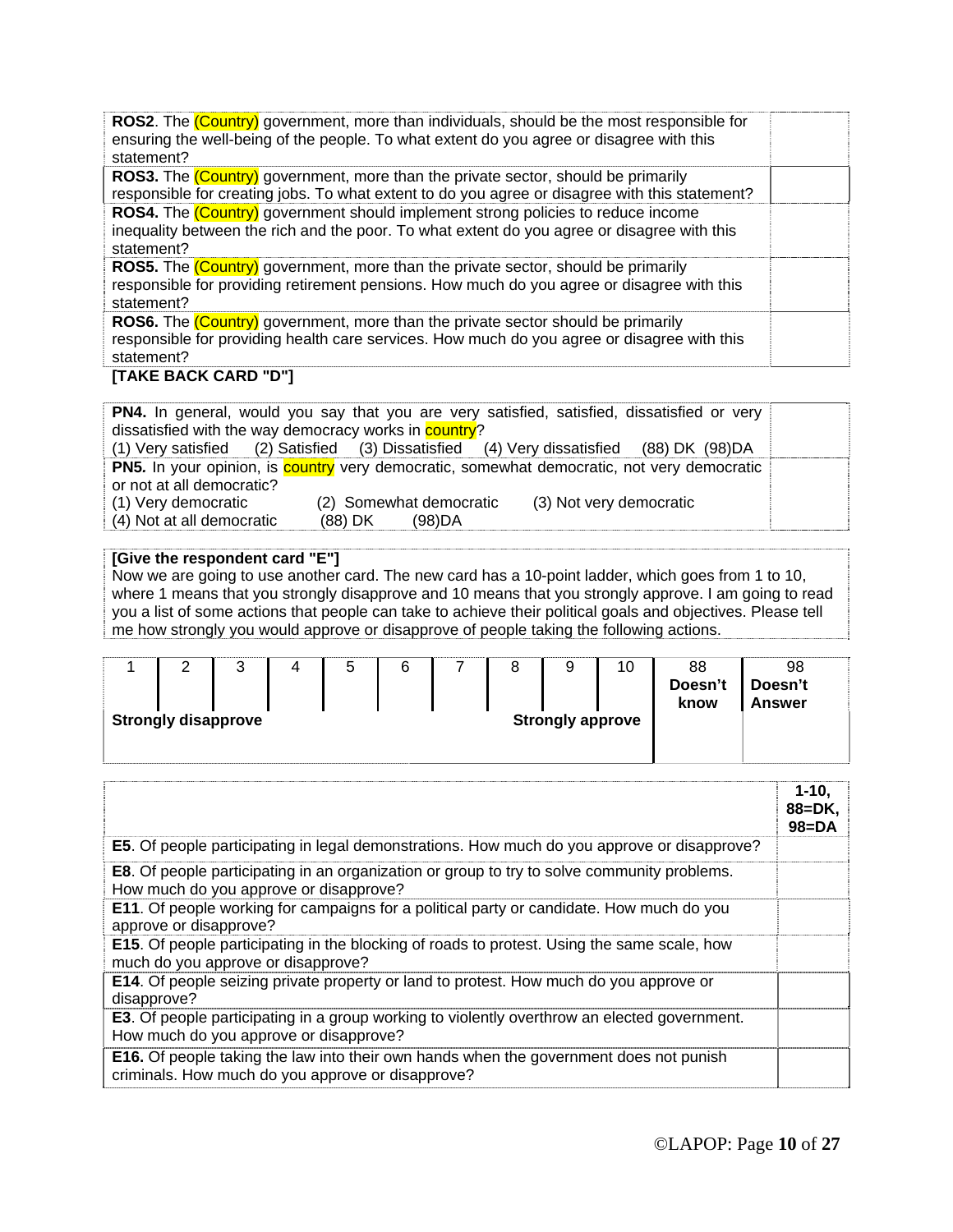| | |
|---|---|
| **ROS2**. The (Country) government, more than individuals, should be the most responsible for ensuring the well-being of the people. To what extent do you agree or disagree with this statement? | |
| **ROS3.** The (Country) government, more than the private sector, should be primarily responsible for creating jobs. To what extent to do you agree or disagree with this statement? | |
| **ROS4.** The (Country) government should implement strong policies to reduce income inequality between the rich and the poor. To what extent do you agree or disagree with this statement? | |
| **ROS5.** The (Country) government, more than the private sector, should be primarily responsible for providing retirement pensions. How much do you agree or disagree with this statement? | |
| **ROS6.** The (Country) government, more than the private sector should be primarily responsible for providing health care services. How much do you agree or disagree with this statement? | |

**[TAKE BACK CARD "D"]**

| | |
|---|---|
| **PN4.** In general, would you say that you are very satisfied, satisfied, dissatisfied or very dissatisfied with the way democracy works in country?<br>(1) Very satisfied (2) Satisfied (3) Dissatisfied (4) Very dissatisfied (88) DK (98)DA | |
| **PN5.** In your opinion, is country very democratic, somewhat democratic, not very democratic or not at all democratic?<br>(1) Very democratic (2) Somewhat democratic (3) Not very democratic<br>(4) Not at all democratic (88) DK (98)DA | |

**[Give the respondent card "E"]**
Now we are going to use another card. The new card has a 10-point ladder, which goes from 1 to 10, where 1 means that you strongly disapprove and 10 means that you strongly approve. I am going to read you a list of some actions that people can take to achieve their political goals and objectives. Please tell me how strongly you would approve or disapprove of people taking the following actions.

| 1 | 2 | 3 | 4 | 5 | 6 | 7 | 8 | 9 | 10 | 88 **Doesn't know** | 98 **Doesn't Answer** |
|---|---|---|---|---|---|---|---|---|---|---|---|
| **Strongly disapprove** | | | | | | | **Strongly approve** | | | | |

| | **1-10, 88=DK, 98=DA** |
|---|---|
| **E5**. Of people participating in legal demonstrations. How much do you approve or disapprove? | |
| **E8**. Of people participating in an organization or group to try to solve community problems. How much do you approve or disapprove? | |
| **E11**. Of people working for campaigns for a political party or candidate. How much do you approve or disapprove? | |
| **E15**. Of people participating in the blocking of roads to protest. Using the same scale, how much do you approve or disapprove? | |
| **E14**. Of people seizing private property or land to protest. How much do you approve or disapprove? | |
| **E3**. Of people participating in a group working to violently overthrow an elected government. How much do you approve or disapprove? | |
| **E16.** Of people taking the law into their own hands when the government does not punish criminals. How much do you approve or disapprove? | |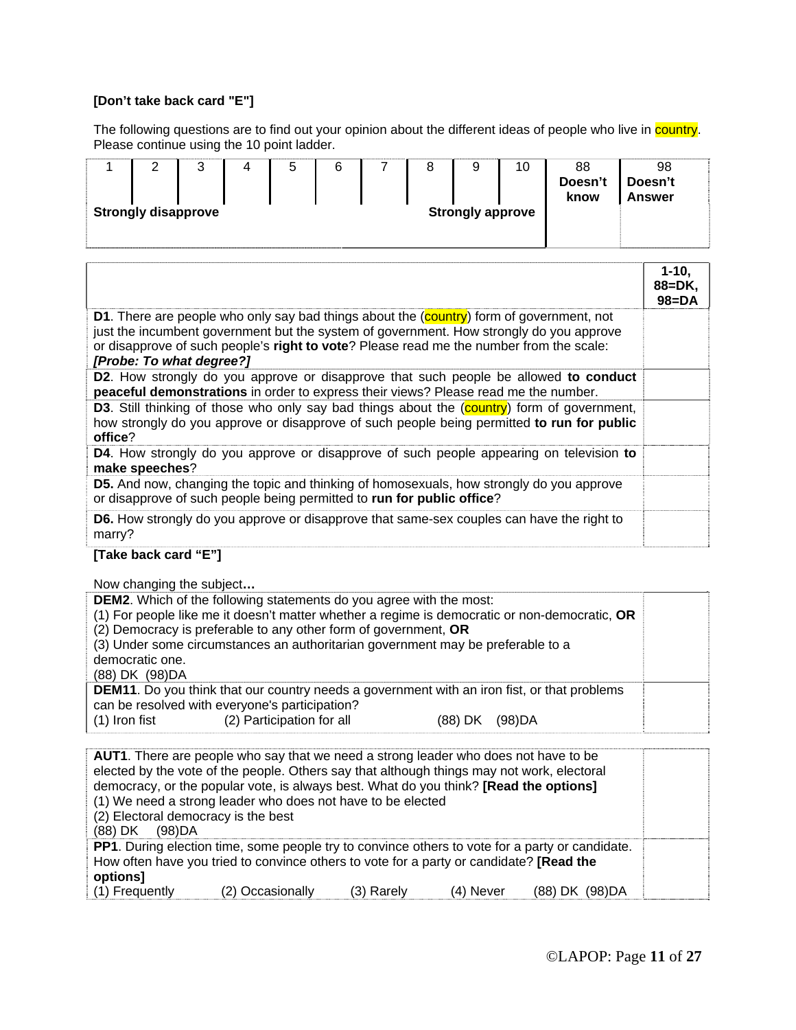**[Don't take back card "E"]**

The following questions are to find out your opinion about the different ideas of people who live in country. Please continue using the 10 point ladder.

| 1 | 2 | 3 | 4 | 5 | 6 | 7 | 8 | 9 | 10 | 88 Doesn't know | 98 Doesn't Answer |
|---|---|---|---|---|---|---|---|---|---|---|---|
| **Strongly disapprove** | | | | | | | **Strongly approve** | | | | |

| | 1-10, 88=DK, 98=DA |
|---|---|
| **D1**. There are people who only say bad things about the (country) form of government, not just the incumbent government but the system of government. How strongly do you approve or disapprove of such people's **right to vote**? Please read me the number from the scale: ***[Probe: To what degree?]*** | |
| **D2**. How strongly do you approve or disapprove that such people be allowed **to conduct peaceful demonstrations** in order to express their views? Please read me the number. | |
| **D3**. Still thinking of those who only say bad things about the (country) form of government, how strongly do you approve or disapprove of such people being permitted **to run for public office**? | |
| **D4**. How strongly do you approve or disapprove of such people appearing on television **to make speeches**? | |
| **D5.** And now, changing the topic and thinking of homosexuals, how strongly do you approve or disapprove of such people being permitted to **run for public office**? | |
| **D6.** How strongly do you approve or disapprove that same-sex couples can have the right to marry? | |

**[Take back card "E"]**

Now changing the subject**…**

| | |
|---|---|
| **DEM2**. Which of the following statements do you agree with the most:<br>(1) For people like me it doesn't matter whether a regime is democratic or non-democratic, **OR**<br>(2) Democracy is preferable to any other form of government, **OR**<br>(3) Under some circumstances an authoritarian government may be preferable to a democratic one.<br>(88) DK (98)DA | |
| **DEM11**. Do you think that our country needs a government with an iron fist, or that problems can be resolved with everyone's participation?<br>(1) Iron fist (2) Participation for all (88) DK (98)DA | |

| | |
|---|---|
| **AUT1**. There are people who say that we need a strong leader who does not have to be elected by the vote of the people. Others say that although things may not work, electoral democracy, or the popular vote, is always best. What do you think? **[Read the options]**<br>(1) We need a strong leader who does not have to be elected<br>(2) Electoral democracy is the best<br>(88) DK (98)DA | |
| **PP1**. During election time, some people try to convince others to vote for a party or candidate. How often have you tried to convince others to vote for a party or candidate? **[Read the options]**<br>(1) Frequently (2) Occasionally (3) Rarely (4) Never (88) DK (98)DA | |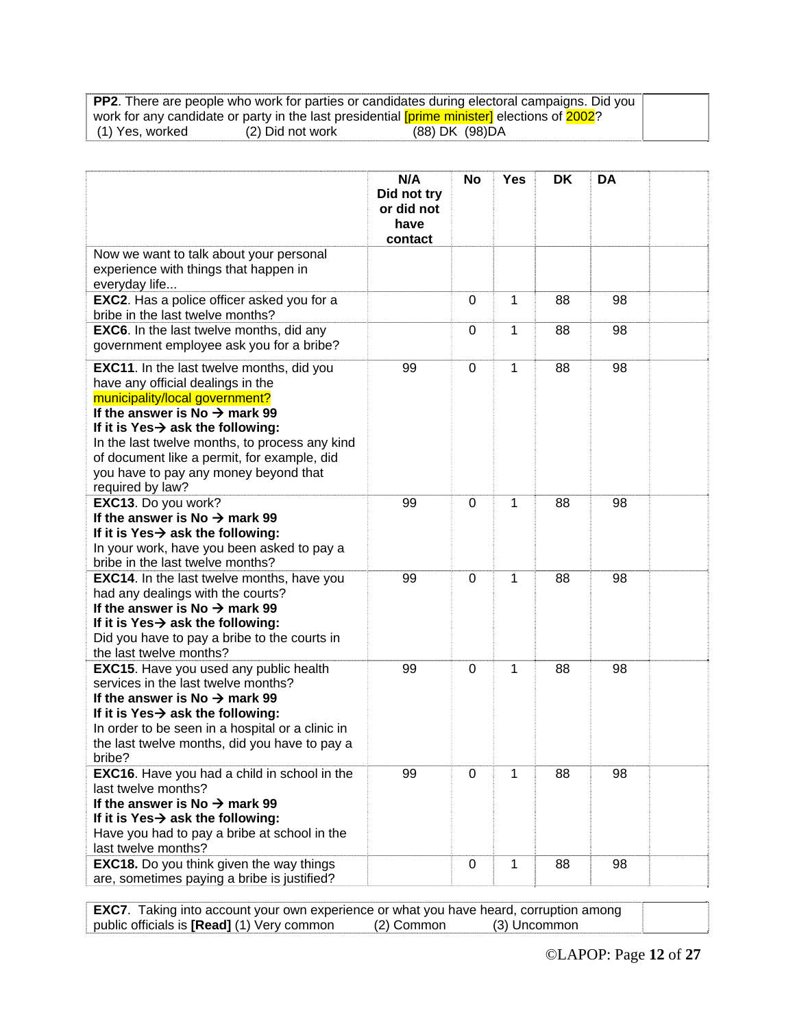| **PP2**. There are people who work for parties or candidates during electoral campaigns. Did you work for any candidate or party in the last presidential [prime minister] elections of 2002?<br>(1) Yes, worked (2) Did not work (88) DK (98)DA | |
|---|---|

| | **N/A Did not try or did not have contact** | **No** | **Yes** | **DK** | **DA** | |
|---|---|---|---|---|---|---|
| Now we want to talk about your personal experience with things that happen in everyday life... | | | | | | |
| **EXC2**. Has a police officer asked you for a bribe in the last twelve months? | | 0 | 1 | 88 | 98 | |
| **EXC6**. In the last twelve months, did any government employee ask you for a bribe? | | 0 | 1 | 88 | 98 | |
| **EXC11**. In the last twelve months, did you have any official dealings in the municipality/local government?<br>**If the answer is No → mark 99**<br>**If it is Yes→ ask the following:**<br>In the last twelve months, to process any kind of document like a permit, for example, did you have to pay any money beyond that required by law? | 99 | 0 | 1 | 88 | 98 | |
| **EXC13**. Do you work?<br>**If the answer is No → mark 99**<br>**If it is Yes→ ask the following:**<br>In your work, have you been asked to pay a bribe in the last twelve months? | 99 | 0 | 1 | 88 | 98 | |
| **EXC14**. In the last twelve months, have you had any dealings with the courts?<br>**If the answer is No → mark 99**<br>**If it is Yes→ ask the following:**<br>Did you have to pay a bribe to the courts in the last twelve months? | 99 | 0 | 1 | 88 | 98 | |
| **EXC15**. Have you used any public health services in the last twelve months?<br>**If the answer is No → mark 99**<br>**If it is Yes→ ask the following:**<br>In order to be seen in a hospital or a clinic in the last twelve months, did you have to pay a bribe? | 99 | 0 | 1 | 88 | 98 | |
| **EXC16**. Have you had a child in school in the last twelve months?<br>**If the answer is No → mark 99**<br>**If it is Yes→ ask the following:**<br>Have you had to pay a bribe at school in the last twelve months? | 99 | 0 | 1 | 88 | 98 | |
| **EXC18.** Do you think given the way things are, sometimes paying a bribe is justified? | | 0 | 1 | 88 | 98 | |

| **EXC7**. Taking into account your own experience or what you have heard, corruption among public officials is **[Read]** (1) Very common (2) Common (3) Uncommon | |
|---|---|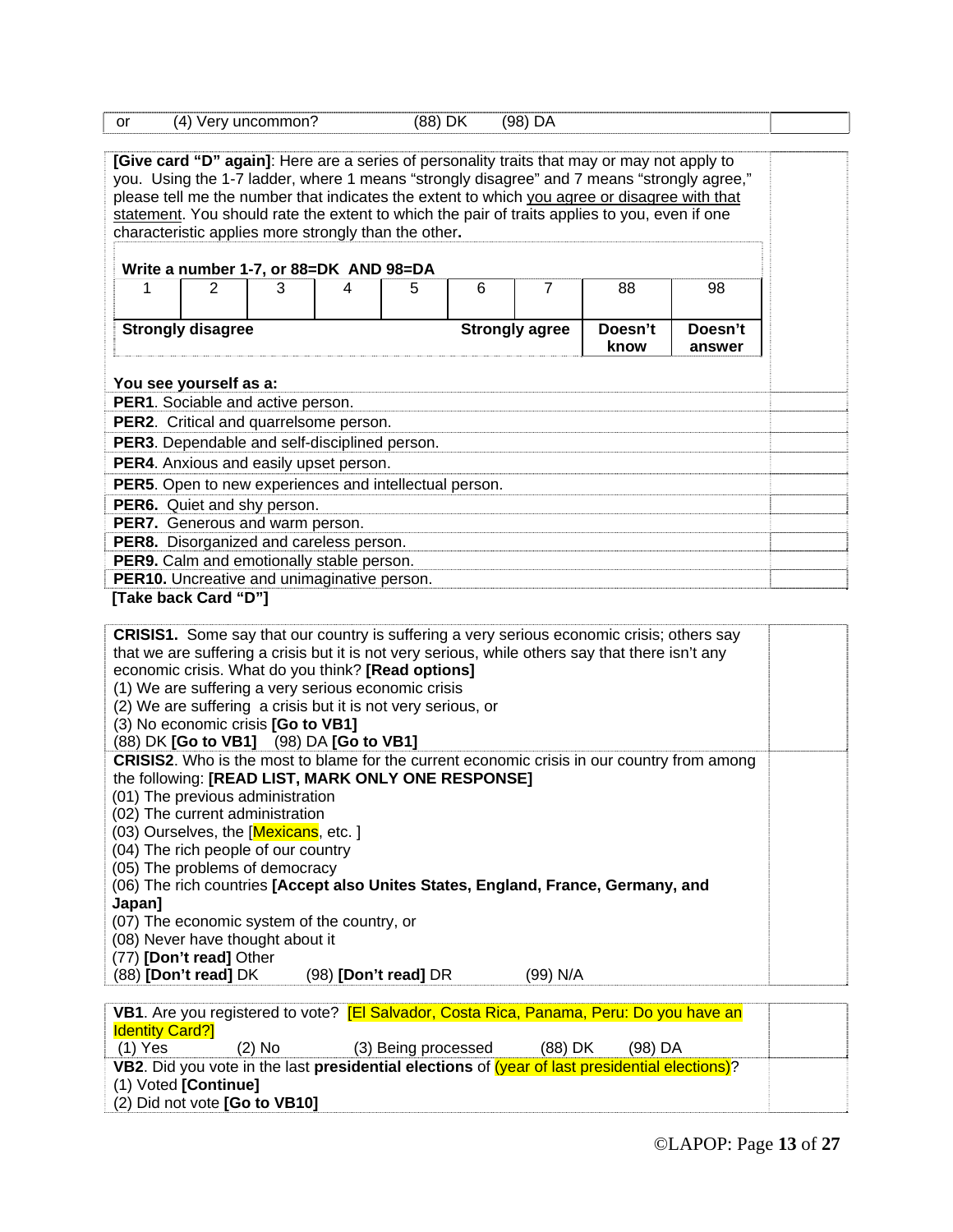| or | (4) Very uncommon? | (88) DK | (98) DA | |
|---|---|---|---|---|

**[Give card "D" again]**: Here are a series of personality traits that may or may not apply to you. Using the 1-7 ladder, where 1 means "strongly disagree" and 7 means "strongly agree," please tell me the number that indicates the extent to which you agree or disagree with that statement. You should rate the extent to which the pair of traits applies to you, even if one characteristic applies more strongly than the other**.**

**Write a number 1-7, or 88=DK AND 98=DA**

| 1 | 2 | 3 | 4 | 5 | 6 | 7 | 88 | 98 |
|---|---|---|---|---|---|---|---|---|
| **Strongly disagree** | | | | | **Strongly agree** | | **Doesn't know** | **Doesn't answer** |

**You see yourself as a:**

| | |
|---|---|
| **PER1**. Sociable and active person. | |
| **PER2**. Critical and quarrelsome person. | |
| **PER3**. Dependable and self-disciplined person. | |
| **PER4**. Anxious and easily upset person. | |
| **PER5**. Open to new experiences and intellectual person. | |
| **PER6.** Quiet and shy person. | |
| **PER7.** Generous and warm person. | |
| **PER8.** Disorganized and careless person. | |
| **PER9.** Calm and emotionally stable person. | |
| **PER10.** Uncreative and unimaginative person. | |

**[Take back Card "D"]**

**CRISIS1.** Some say that our country is suffering a very serious economic crisis; others say that we are suffering a crisis but it is not very serious, while others say that there isn't any economic crisis. What do you think? **[Read options]**
(1) We are suffering a very serious economic crisis
(2) We are suffering a crisis but it is not very serious, or
(3) No economic crisis **[Go to VB1]**
(88) DK **[Go to VB1]** (98) DA **[Go to VB1]**

**CRISIS2**. Who is the most to blame for the current economic crisis in our country from among the following: **[READ LIST, MARK ONLY ONE RESPONSE]**
(01) The previous administration
(02) The current administration
(03) Ourselves, the [Mexicans, etc. ]
(04) The rich people of our country
(05) The problems of democracy
(06) The rich countries **[Accept also Unites States, England, France, Germany, and Japan]**
(07) The economic system of the country, or
(08) Never have thought about it
(77) **[Don't read]** Other
(88) **[Don't read]** DK (98) **[Don't read]** DR (99) N/A

**VB1**. Are you registered to vote? [El Salvador, Costa Rica, Panama, Peru: Do you have an Identity Card?]
(1) Yes (2) No (3) Being processed (88) DK (98) DA

**VB2**. Did you vote in the last **presidential elections** of (year of last presidential elections)?
(1) Voted **[Continue]**
(2) Did not vote **[Go to VB10]**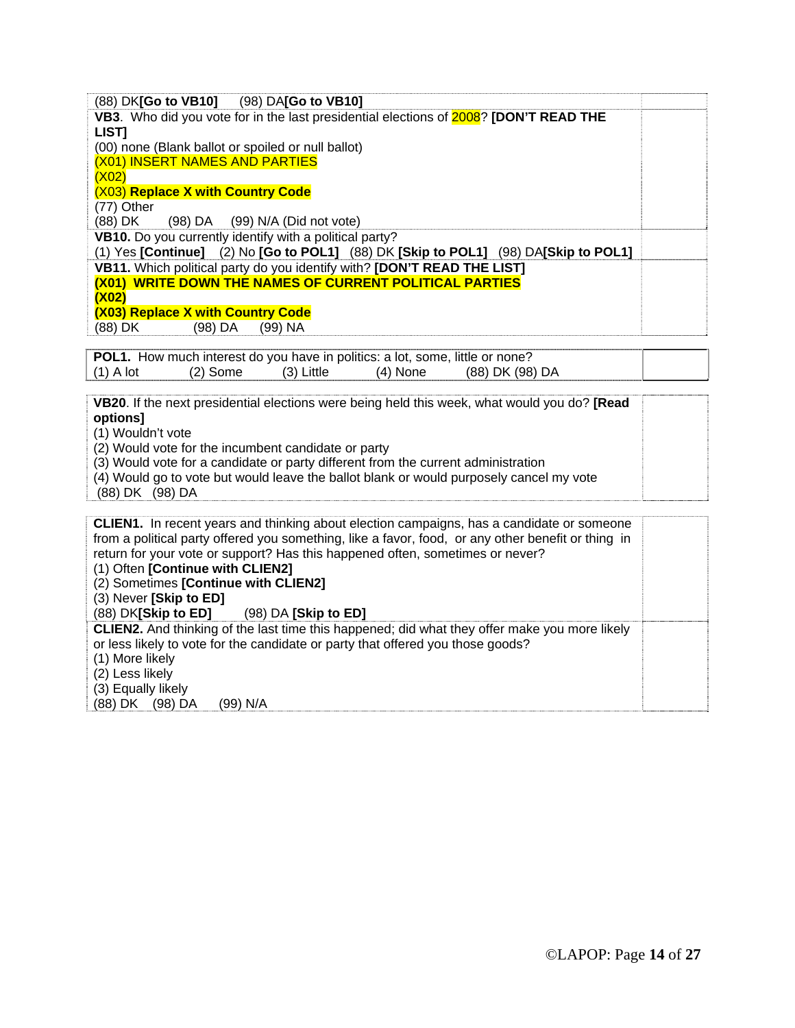(88) DK **[Go to VB10]** (98) DA **[Go to VB10]**

**VB3**. Who did you vote for in the last presidential elections of 2008? **[DON'T READ THE LIST]**
(00) none (Blank ballot or spoiled or null ballot)
(X01) INSERT NAMES AND PARTIES
(X02)
(X03) **Replace X with Country Code**
(77) Other
(88) DK (98) DA (99) N/A (Did not vote)

**VB10.** Do you currently identify with a political party?
(1) Yes **[Continue]** (2) No **[Go to POL1]** (88) DK **[Skip to POL1]** (98) DA **[Skip to POL1]**

**VB11.** Which political party do you identify with? **[DON'T READ THE LIST]**
**(X01) WRITE DOWN THE NAMES OF CURRENT POLITICAL PARTIES**
**(X02)**
**(X03) Replace X with Country Code**
(88) DK (98) DA (99) NA

**POL1.** How much interest do you have in politics: a lot, some, little or none?
(1) A lot (2) Some (3) Little (4) None (88) DK (98) DA

**VB20**. If the next presidential elections were being held this week, what would you do? **[Read options]**
(1) Wouldn't vote
(2) Would vote for the incumbent candidate or party
(3) Would vote for a candidate or party different from the current administration
(4) Would go to vote but would leave the ballot blank or would purposely cancel my vote
(88) DK (98) DA

**CLIEN1.** In recent years and thinking about election campaigns, has a candidate or someone from a political party offered you something, like a favor, food, or any other benefit or thing in return for your vote or support? Has this happened often, sometimes or never?
(1) Often **[Continue with CLIEN2]**
(2) Sometimes **[Continue with CLIEN2]**
(3) Never **[Skip to ED]**
(88) DK **[Skip to ED]** (98) DA **[Skip to ED]**

**CLIEN2.** And thinking of the last time this happened; did what they offer make you more likely or less likely to vote for the candidate or party that offered you those goods?
(1) More likely
(2) Less likely
(3) Equally likely
(88) DK (98) DA (99) N/A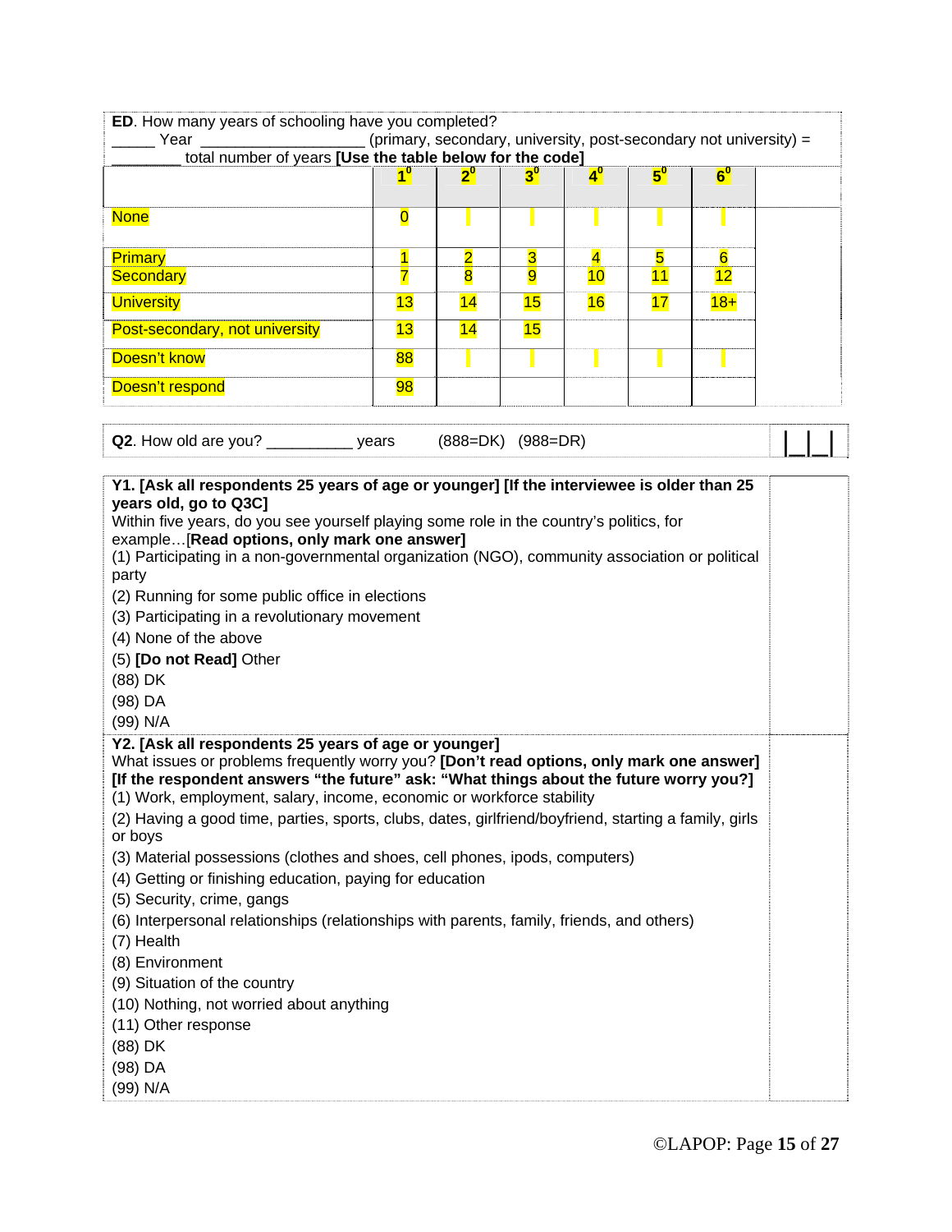**ED**. How many years of schooling have you completed?
_____ Year ___________________ (primary, secondary, university, post-secondary not university) = ________ total number of years **[Use the table below for the code]**

| | $1^0$ | $2^0$ | $3^0$ | $4^0$ | $5^0$ | $6^0$ | |
|---|---|---|---|---|---|---|---|
| None | 0 | | | | | | |
| Primary | 1 | 2 | 3 | 4 | 5 | 6 | |
| Secondary | 7 | 8 | 9 | 10 | 11 | 12 | |
| University | 13 | 14 | 15 | 16 | 17 | 18+ | |
| Post-secondary, not university | 13 | 14 | 15 | | | | |
| Doesn't know | 88 | | | | | | |
| Doesn't respond | 98 | | | | | | |

**Q2**. How old are you? __________ years (888=DK) (988=DR) |__|__|__|

**Y1. [Ask all respondents 25 years of age or younger] [If the interviewee is older than 25 years old, go to Q3C]**
Within five years, do you see yourself playing some role in the country's politics, for example…**[Read options, only mark one answer]**
(1) Participating in a non-governmental organization (NGO), community association or political party
(2) Running for some public office in elections
(3) Participating in a revolutionary movement
(4) None of the above
(5) **[Do not Read]** Other
(88) DK
(98) DA
(99) N/A

**Y2. [Ask all respondents 25 years of age or younger]**
What issues or problems frequently worry you? **[Don't read options, only mark one answer] [If the respondent answers "the future" ask: "What things about the future worry you?]**
(1) Work, employment, salary, income, economic or workforce stability
(2) Having a good time, parties, sports, clubs, dates, girlfriend/boyfriend, starting a family, girls or boys
(3) Material possessions (clothes and shoes, cell phones, ipods, computers)
(4) Getting or finishing education, paying for education
(5) Security, crime, gangs
(6) Interpersonal relationships (relationships with parents, family, friends, and others)
(7) Health
(8) Environment
(9) Situation of the country
(10) Nothing, not worried about anything
(11) Other response
(88) DK
(98) DA
(99) N/A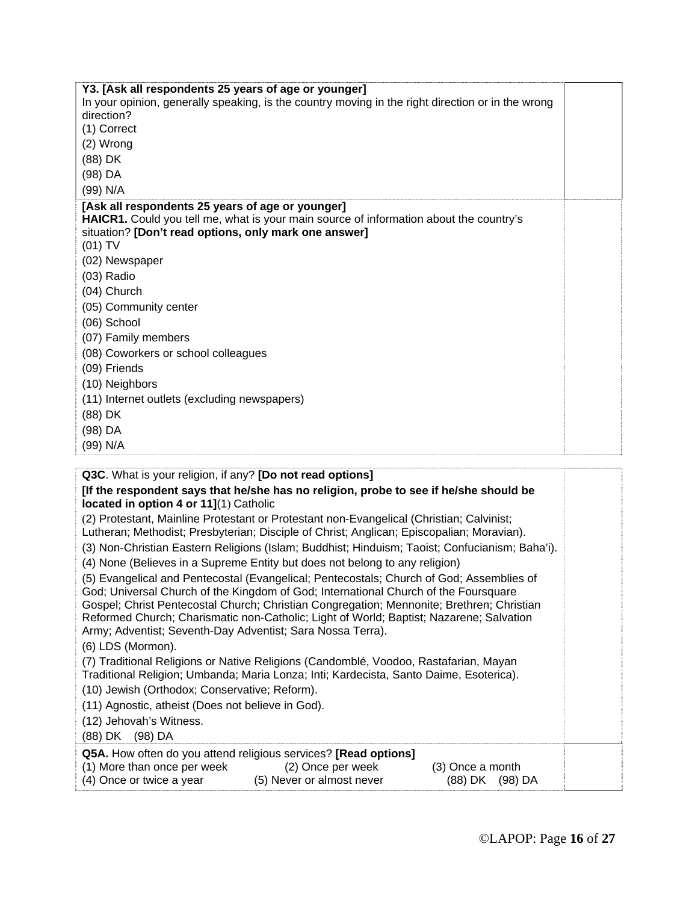**Y3. [Ask all respondents 25 years of age or younger]**
In your opinion, generally speaking, is the country moving in the right direction or in the wrong direction?
(1) Correct
(2) Wrong
(88) DK
(98) DA
(99) N/A

**[Ask all respondents 25 years of age or younger]**
**HAICR1.** Could you tell me, what is your main source of information about the country's situation? **[Don't read options, only mark one answer]**
(01) TV
(02) Newspaper
(03) Radio
(04) Church
(05) Community center
(06) School
(07) Family members
(08) Coworkers or school colleagues
(09) Friends
(10) Neighbors
(11) Internet outlets (excluding newspapers)
(88) DK
(98) DA
(99) N/A

**Q3C**. What is your religion, if any? **[Do not read options]**
**[If the respondent says that he/she has no religion, probe to see if he/she should be located in option 4 or 11]**(1) Catholic
(2) Protestant, Mainline Protestant or Protestant non-Evangelical (Christian; Calvinist; Lutheran; Methodist; Presbyterian; Disciple of Christ; Anglican; Episcopalian; Moravian).
(3) Non-Christian Eastern Religions (Islam; Buddhist; Hinduism; Taoist; Confucianism; Baha'i).
(4) None (Believes in a Supreme Entity but does not belong to any religion)
(5) Evangelical and Pentecostal (Evangelical; Pentecostals; Church of God; Assemblies of God; Universal Church of the Kingdom of God; International Church of the Foursquare Gospel; Christ Pentecostal Church; Christian Congregation; Mennonite; Brethren; Christian Reformed Church; Charismatic non-Catholic; Light of World; Baptist; Nazarene; Salvation Army; Adventist; Seventh-Day Adventist; Sara Nossa Terra).
(6) LDS (Mormon).
(7) Traditional Religions or Native Religions (Candomblé, Voodoo, Rastafarian, Mayan Traditional Religion; Umbanda; Maria Lonza; Inti; Kardecista, Santo Daime, Esoterica).
(10) Jewish (Orthodox; Conservative; Reform).
(11) Agnostic, atheist (Does not believe in God).
(12) Jehovah's Witness.
(88) DK (98) DA

**Q5A.** How often do you attend religious services? **[Read options]**
(1) More than once per week (2) Once per week (3) Once a month
(4) Once or twice a year (5) Never or almost never (88) DK (98) DA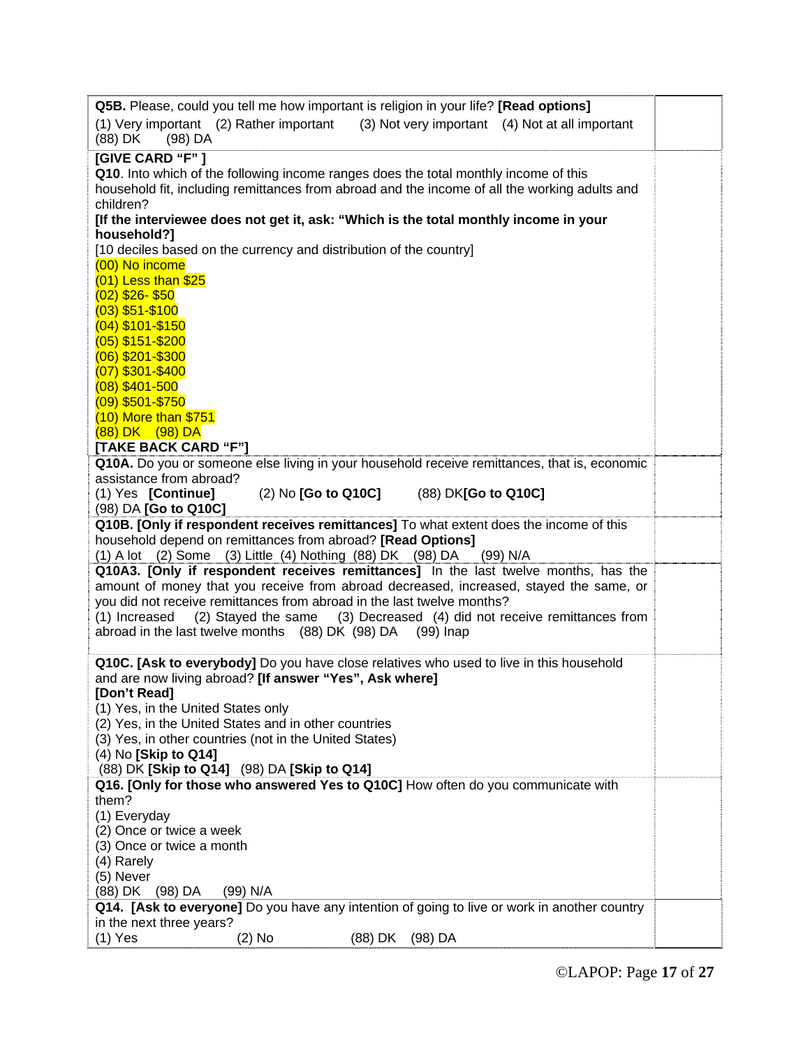**Q5B.** Please, could you tell me how important is religion in your life? **[Read options]**

(1) Very important (2) Rather important (3) Not very important (4) Not at all important
(88) DK (98) DA

**[GIVE CARD "F" ]**

**Q10**. Into which of the following income ranges does the total monthly income of this household fit, including remittances from abroad and the income of all the working adults and children?

**[If the interviewee does not get it, ask: "Which is the total monthly income in your household?]**

[10 deciles based on the currency and distribution of the country]

(00) No income
(01) Less than $25
(02) $26- $50
(03) $51-$100
(04) $101-$150
(05) $151-$200
(06) $201-$300
(07) $301-$400
(08) $401-500
(09) $501-$750
(10) More than $751
(88) DK (98) DA

**[TAKE BACK CARD "F"]**

**Q10A.** Do you or someone else living in your household receive remittances, that is, economic assistance from abroad?

(1) Yes **[Continue]** (2) No **[Go to Q10C]** (88) DK**[Go to Q10C]**
(98) DA **[Go to Q10C]**

**Q10B. [Only if respondent receives remittances]** To what extent does the income of this household depend on remittances from abroad? **[Read Options]**

(1) A lot (2) Some (3) Little (4) Nothing (88) DK (98) DA (99) N/A

**Q10A3. [Only if respondent receives remittances]** In the last twelve months, has the amount of money that you receive from abroad decreased, increased, stayed the same, or you did not receive remittances from abroad in the last twelve months?

(1) Increased (2) Stayed the same (3) Decreased (4) did not receive remittances from abroad in the last twelve months (88) DK (98) DA (99) Inap

**Q10C. [Ask to everybody]** Do you have close relatives who used to live in this household and are now living abroad? **[If answer "Yes", Ask where]**

**[Don't Read]**

(1) Yes, in the United States only
(2) Yes, in the United States and in other countries
(3) Yes, in other countries (not in the United States)
(4) No **[Skip to Q14]**
(88) DK **[Skip to Q14]** (98) DA **[Skip to Q14]**

**Q16. [Only for those who answered Yes to Q10C]** How often do you communicate with them?

(1) Everyday
(2) Once or twice a week
(3) Once or twice a month
(4) Rarely
(5) Never
(88) DK (98) DA (99) N/A

**Q14. [Ask to everyone]** Do you have any intention of going to live or work in another country in the next three years?

(1) Yes (2) No (88) DK (98) DA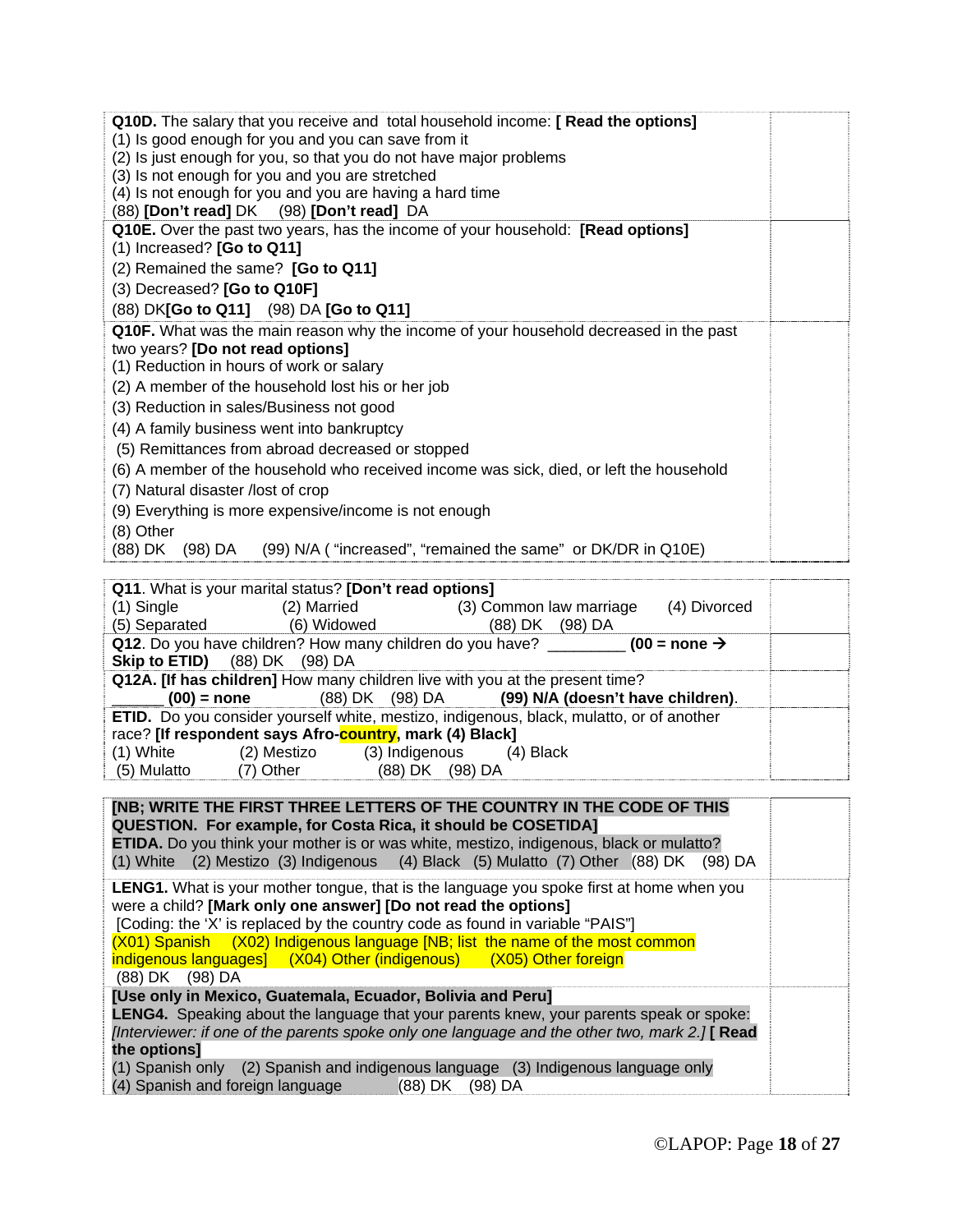**Q10D.** The salary that you receive and total household income: **[ Read the options]**
(1) Is good enough for you and you can save from it
(2) Is just enough for you, so that you do not have major problems
(3) Is not enough for you and you are stretched
(4) Is not enough for you and you are having a hard time
(88) **[Don't read]** DK (98) **[Don't read]** DA

**Q10E.** Over the past two years, has the income of your household: **[Read options]**
(1) Increased? **[Go to Q11]**
(2) Remained the same? **[Go to Q11]**
(3) Decreased? **[Go to Q10F]**
(88) DK**[Go to Q11]** (98) DA **[Go to Q11]**

**Q10F.** What was the main reason why the income of your household decreased in the past two years? **[Do not read options]**
(1) Reduction in hours of work or salary
(2) A member of the household lost his or her job
(3) Reduction in sales/Business not good
(4) A family business went into bankruptcy
(5) Remittances from abroad decreased or stopped
(6) A member of the household who received income was sick, died, or left the household
(7) Natural disaster /lost of crop
(9) Everything is more expensive/income is not enough
(8) Other
(88) DK (98) DA (99) N/A ( "increased", "remained the same" or DK/DR in Q10E)

**Q11**. What is your marital status? **[Don't read options]**
(1) Single (2) Married (3) Common law marriage (4) Divorced
(5) Separated (6) Widowed (88) DK (98) DA

**Q12**. Do you have children? How many children do you have? _________ **(00 = none → Skip to ETID)** (88) DK (98) DA

**Q12A. [If has children]** How many children live with you at the present time?
______ **(00) = none** (88) DK (98) DA **(99) N/A (doesn't have children)**.

**ETID.** Do you consider yourself white, mestizo, indigenous, black, mulatto, or of another race? **[If respondent says Afro-country, mark (4) Black]**
(1) White (2) Mestizo (3) Indigenous (4) Black
(5) Mulatto (7) Other (88) DK (98) DA

**[NB; WRITE THE FIRST THREE LETTERS OF THE COUNTRY IN THE CODE OF THIS QUESTION. For example, for Costa Rica, it should be COSETIDA]**
**ETIDA.** Do you think your mother is or was white, mestizo, indigenous, black or mulatto?
(1) White (2) Mestizo (3) Indigenous (4) Black (5) Mulatto (7) Other (88) DK (98) DA

**LENG1.** What is your mother tongue, that is the language you spoke first at home when you were a child? **[Mark only one answer] [Do not read the options]**
[Coding: the 'X' is replaced by the country code as found in variable "PAIS"]
(X01) Spanish (X02) Indigenous language [NB; list the name of the most common indigenous languages] (X04) Other (indigenous) (X05) Other foreign
(88) DK (98) DA

**[Use only in Mexico, Guatemala, Ecuador, Bolivia and Peru]**
**LENG4.** Speaking about the language that your parents knew, your parents speak or spoke: *[Interviewer: if one of the parents spoke only one language and the other two, mark 2.]* **[ Read the options]**
(1) Spanish only (2) Spanish and indigenous language (3) Indigenous language only
(4) Spanish and foreign language (88) DK (98) DA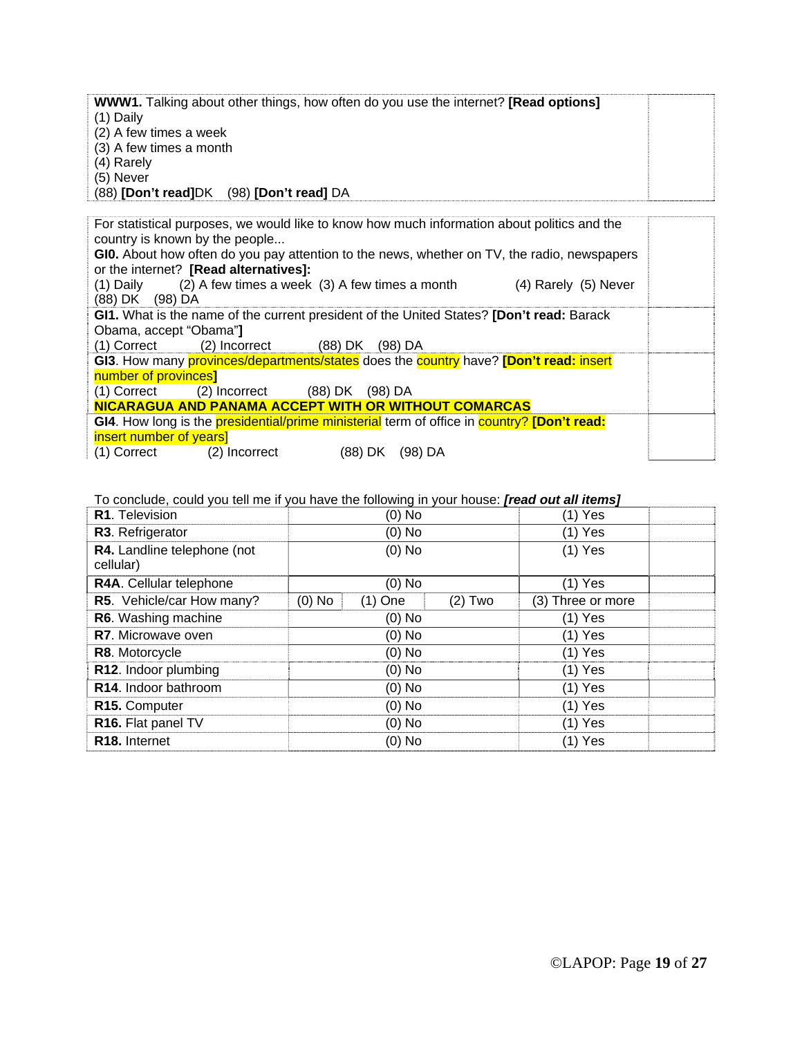| **WWW1.** Talking about other things, how often do you use the internet? **[Read options]**<br>(1) Daily<br>(2) A few times a week<br>(3) A few times a month<br>(4) Rarely<br>(5) Never<br>(88) **[Don't read]**DK (98) **[Don't read]** DA | |
|---|---|

| For statistical purposes, we would like to know how much information about politics and the country is known by the people...<br>**GI0.** About how often do you pay attention to the news, whether on TV, the radio, newspapers or the internet? **[Read alternatives]:**<br>(1) Daily (2) A few times a week (3) A few times a month (4) Rarely (5) Never<br>(88) DK (98) DA | |
|---|---|
| **GI1.** What is the name of the current president of the United States? **[Don't read:** Barack Obama, accept "Obama"**]**<br>(1) Correct (2) Incorrect (88) DK (98) DA | |
| **GI3**. How many provinces/departments/states does the country have? **[Don't read:** insert number of provinces**]**<br>(1) Correct (2) Incorrect (88) DK (98) DA<br>**NICARAGUA AND PANAMA ACCEPT WITH OR WITHOUT COMARCAS** | |
| **GI4**. How long is the presidential/prime ministerial term of office in country? **[Don't read:** insert number of years**]**<br>(1) Correct (2) Incorrect (88) DK (98) DA | |

To conclude, could you tell me if you have the following in your house: ***[read out all items]***

| | | | | | |
|---|---|---|---|---|---|
| **R1**. Television | (0) No | | | (1) Yes | |
| **R3**. Refrigerator | (0) No | | | (1) Yes | |
| **R4.** Landline telephone (not cellular) | (0) No | | | (1) Yes | |
| **R4A**. Cellular telephone | (0) No | | | (1) Yes | |
| **R5**. Vehicle/car How many? | (0) No | (1) One | (2) Two | (3) Three or more | |
| **R6**. Washing machine | (0) No | | | (1) Yes | |
| **R7**. Microwave oven | (0) No | | | (1) Yes | |
| **R8**. Motorcycle | (0) No | | | (1) Yes | |
| **R12**. Indoor plumbing | (0) No | | | (1) Yes | |
| **R14**. Indoor bathroom | (0) No | | | (1) Yes | |
| **R15.** Computer | (0) No | | | (1) Yes | |
| **R16.** Flat panel TV | (0) No | | | (1) Yes | |
| **R18.** Internet | (0) No | | | (1) Yes | |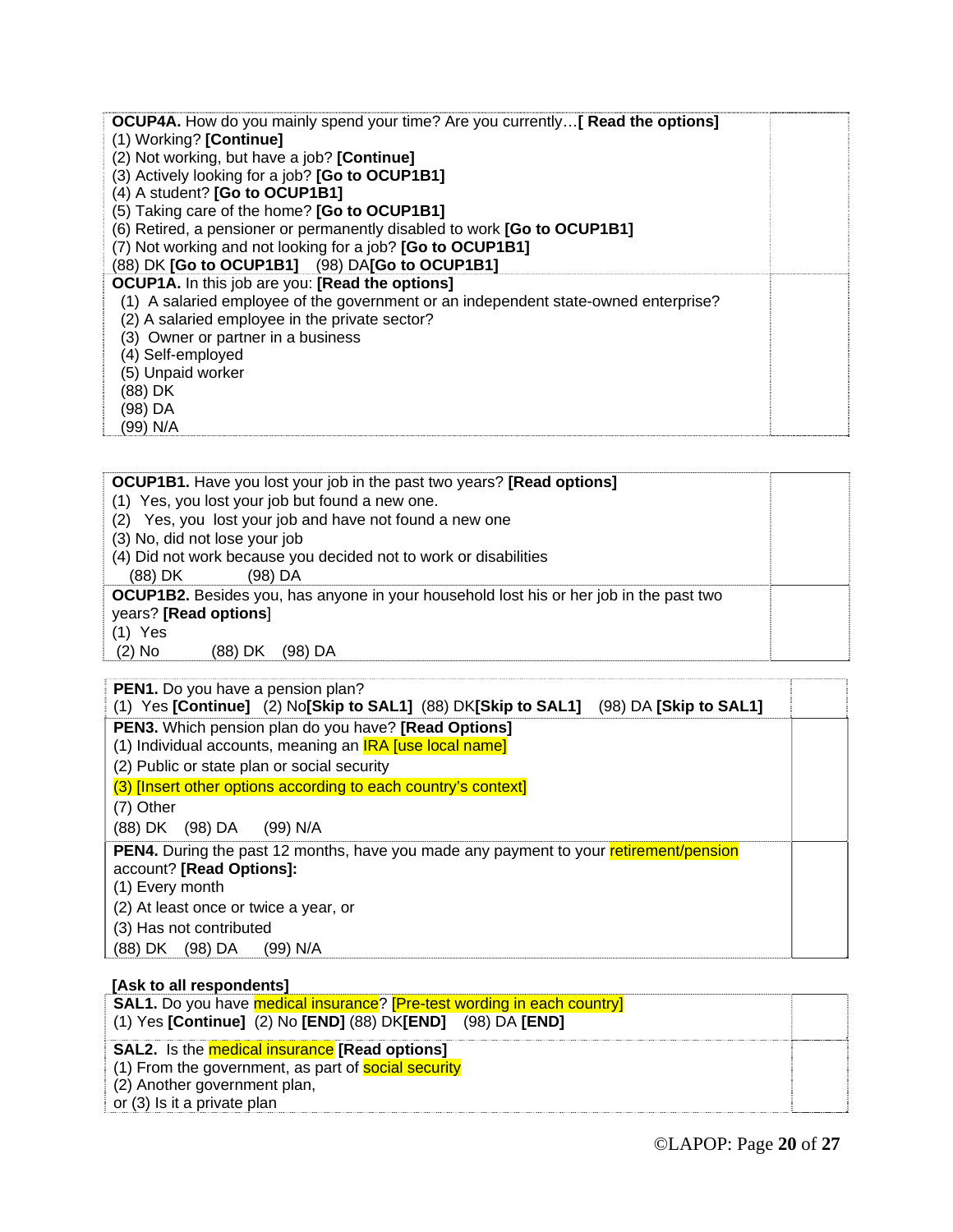| | |
|---|---|
| **OCUP4A.** How do you mainly spend your time? Are you currently…**[ Read the options]**<br>(1) Working? **[Continue]**<br>(2) Not working, but have a job? **[Continue]**<br>(3) Actively looking for a job? **[Go to OCUP1B1]**<br>(4) A student? **[Go to OCUP1B1]**<br>(5) Taking care of the home? **[Go to OCUP1B1]**<br>(6) Retired, a pensioner or permanently disabled to work **[Go to OCUP1B1]**<br>(7) Not working and not looking for a job? **[Go to OCUP1B1]**<br>(88) DK **[Go to OCUP1B1]** (98) DA**[Go to OCUP1B1]** | |
| **OCUP1A.** In this job are you: **[Read the options]**<br>(1) A salaried employee of the government or an independent state-owned enterprise?<br>(2) A salaried employee in the private sector?<br>(3) Owner or partner in a business<br>(4) Self-employed<br>(5) Unpaid worker<br>(88) DK<br>(98) DA<br>(99) N/A | |

| | |
|---|---|
| **OCUP1B1.** Have you lost your job in the past two years? **[Read options]**<br>(1) Yes, you lost your job but found a new one.<br>(2) Yes, you lost your job and have not found a new one<br>(3) No, did not lose your job<br>(4) Did not work because you decided not to work or disabilities<br>(88) DK (98) DA | |
| **OCUP1B2.** Besides you, has anyone in your household lost his or her job in the past two years? **[Read options**]<br>(1) Yes<br>(2) No (88) DK (98) DA | |

| | |
|---|---|
| **PEN1.** Do you have a pension plan?<br>(1) Yes **[Continue]** (2) No**[Skip to SAL1]** (88) DK**[Skip to SAL1]** (98) DA **[Skip to SAL1]** | |
| **PEN3.** Which pension plan do you have? **[Read Options]**<br>(1) Individual accounts, meaning an IRA [use local name]<br>(2) Public or state plan or social security<br>(3) [Insert other options according to each country's context]<br>(7) Other<br>(88) DK (98) DA (99) N/A | |
| **PEN4.** During the past 12 months, have you made any payment to your retirement/pension account? **[Read Options]:**<br>(1) Every month<br>(2) At least once or twice a year, or<br>(3) Has not contributed<br>(88) DK (98) DA (99) N/A | |

**[Ask to all respondents]**

| | |
|---|---|
| **SAL1.** Do you have medical insurance? [Pre-test wording in each country]<br>(1) Yes **[Continue]** (2) No **[END]** (88) DK**[END]** (98) DA **[END]** | |
| **SAL2.** Is the medical insurance **[Read options]**<br>(1) From the government, as part of social security<br>(2) Another government plan,<br>or (3) Is it a private plan | |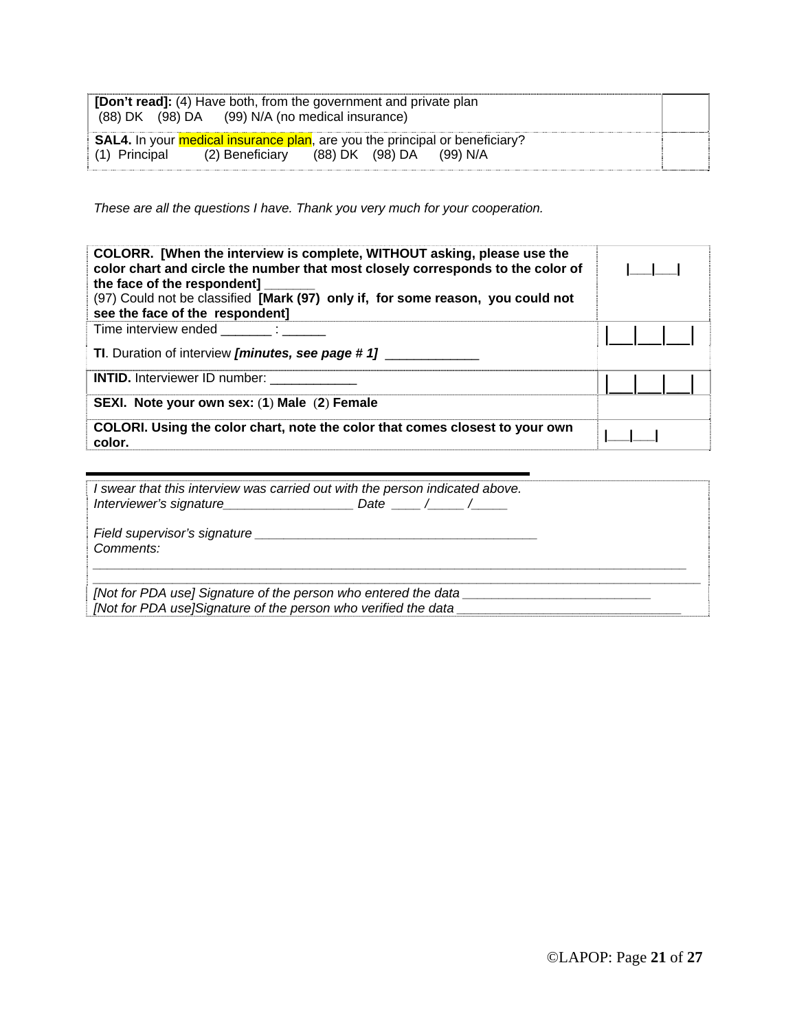| | |
|---|---|
| **[Don't read]:** (4) Have both, from the government and private plan<br>(88) DK (98) DA (99) N/A (no medical insurance) | |
| **SAL4.** In your medical insurance plan, are you the principal or beneficiary?<br>(1) Principal (2) Beneficiary (88) DK (98) DA (99) N/A | |

*These are all the questions I have. Thank you very much for your cooperation.*

| | |
|---|---|
| **COLORR. [When the interview is complete, WITHOUT asking, please use the color chart and circle the number that most closely corresponds to the color of the face of the respondent]** _______<br>(97) Could not be classified **[Mark (97) only if, for some reason, you could not see the face of the respondent]** | \|___\|___\| |
| Time interview ended _______ : ______<br>**TI**. Duration of interview ***[minutes, see page # 1]*** _____________ | \|___\|___\|___\| |
| **INTID.** Interviewer ID number: ____________ | \|___\|___\|___\| |
| **SEXI. Note your own sex:** (**1**) **Male** (**2**) **Female** | |
| **COLORI. Using the color chart, note the color that comes closest to your own color.** | \|___\|___\| |

*I swear that this interview was carried out with the person indicated above.*
*Interviewer's signature__________________ Date ____ /_____ /_____*

*Field supervisor's signature _______________________________________*
*Comments:*

_______________________________________________________________________________________

_______________________________________________________________________________________

*[Not for PDA use] Signature of the person who entered the data __________________________*
*[Not for PDA use]Signature of the person who verified the data _______________________________*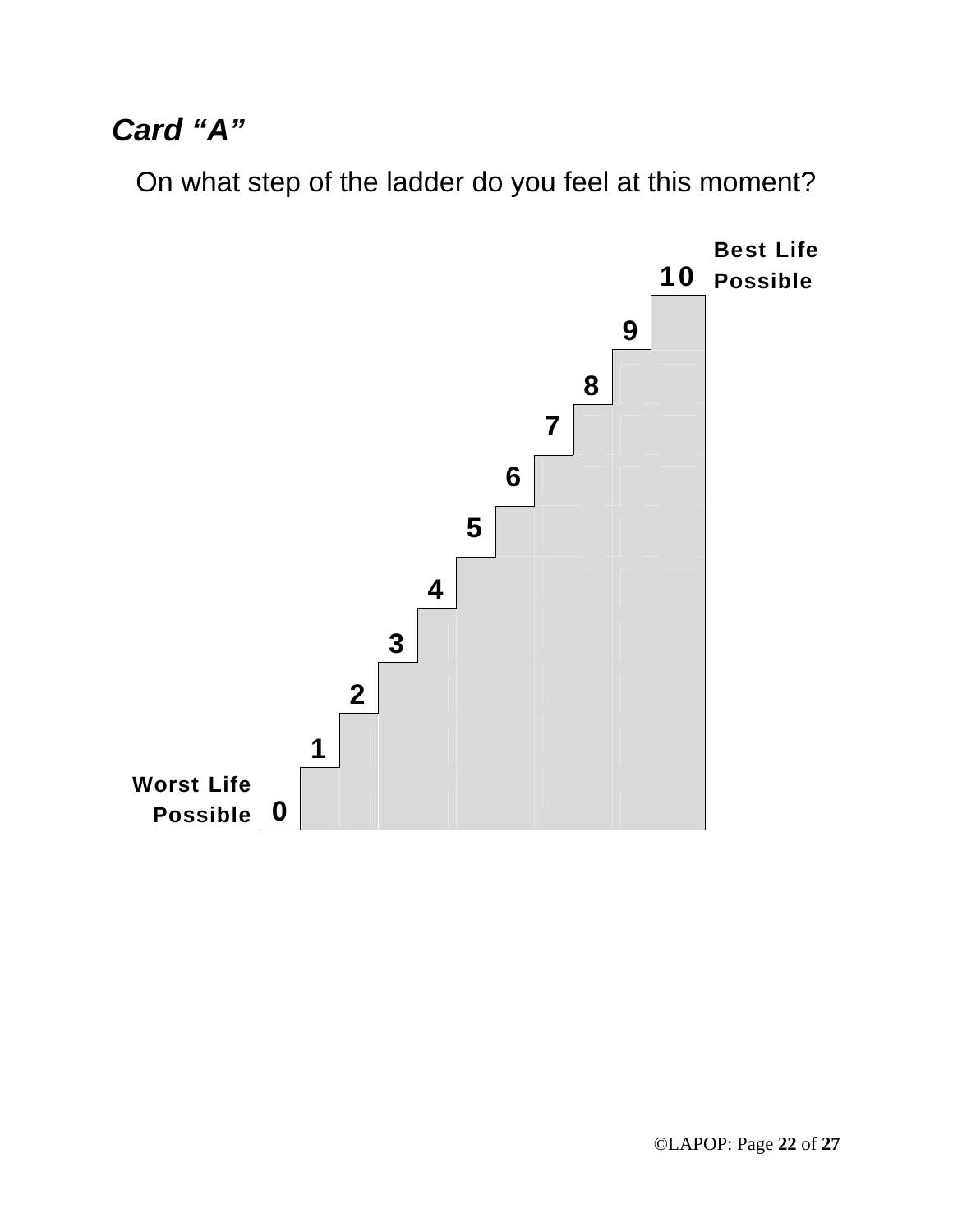***Card "A"***

On what step of the ladder do you feel at this moment?

**Best Life Possible**

**10**

**9**

**8**

**7**

**6**

**5**

**4**

**3**

**2**

**1**

**Worst Life Possible** **0**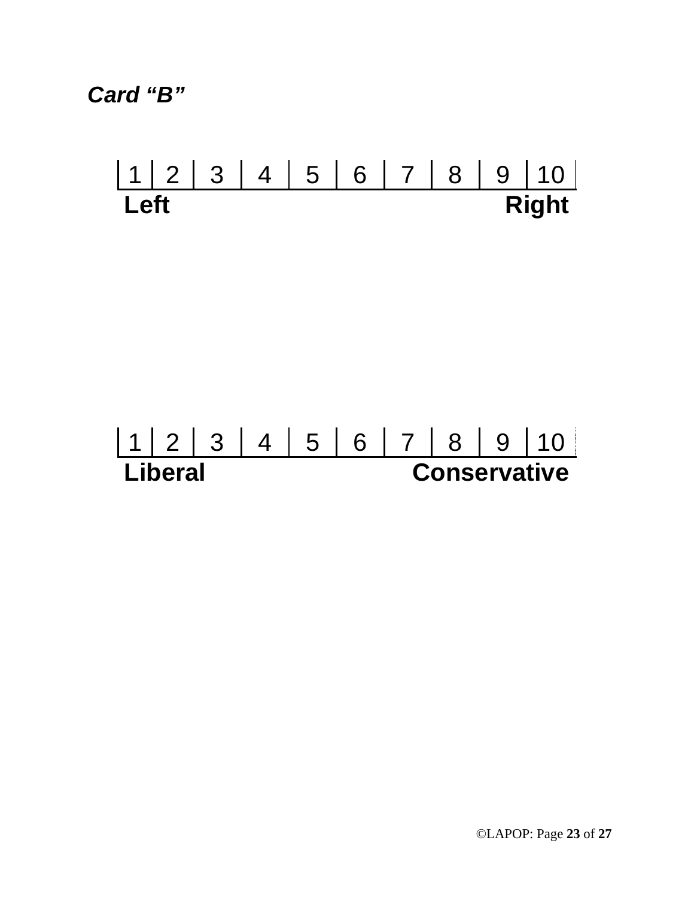***Card "B"***

| 1 | 2 | 3 | 4 | 5 | 6 | 7 | 8 | 9 | 10 |
|---|---|---|---|---|---|---|---|---|---|
| **Left** | | | | | | | | | **Right** |

| 1 | 2 | 3 | 4 | 5 | 6 | 7 | 8 | 9 | 10 |
|---|---|---|---|---|---|---|---|---|---|
| **Liberal** | | | | | | | | | **Conservative** |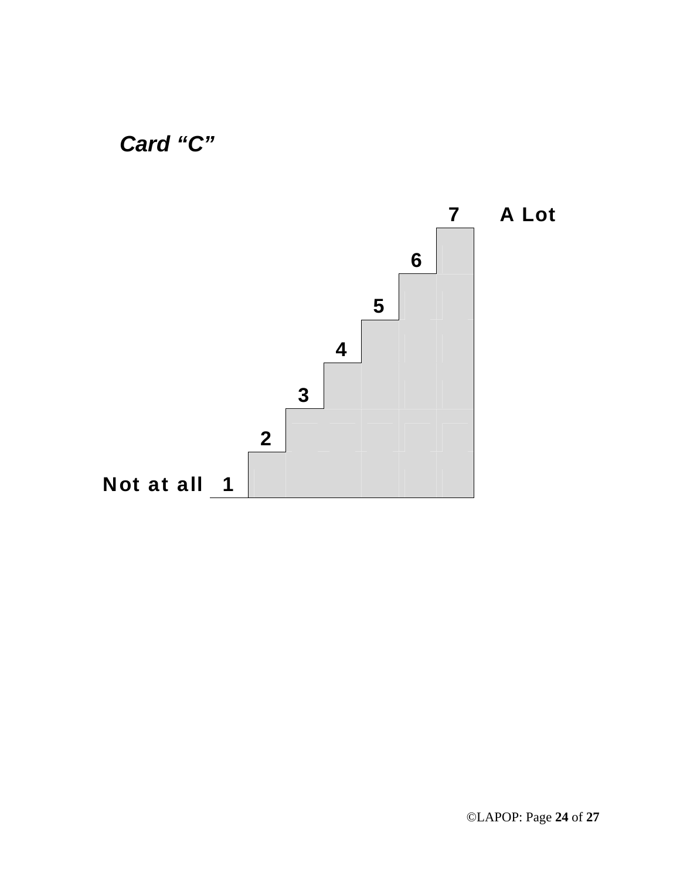***Card "C"***

7 **A Lot**

6

5

4

3

2

**Not at all** 1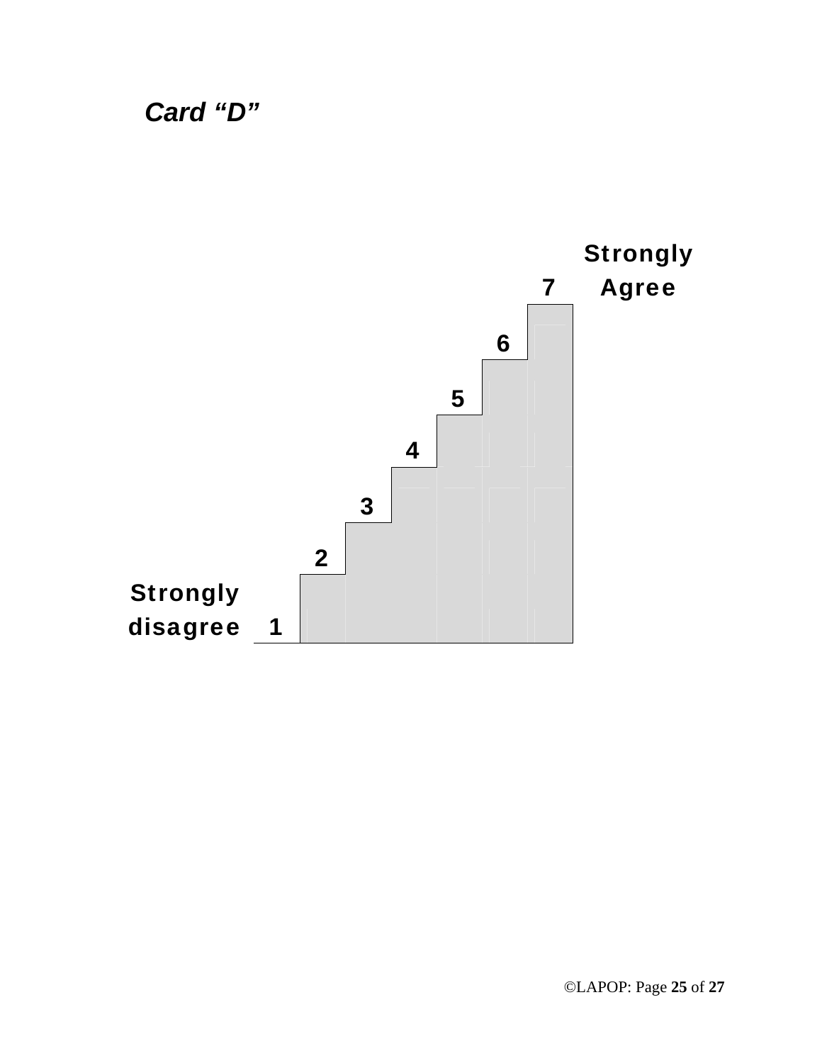***Card "D"***

**Strongly Agree**

**7**

**6**

**5**

**4**

**3**

**2**

**Strongly disagree** **1**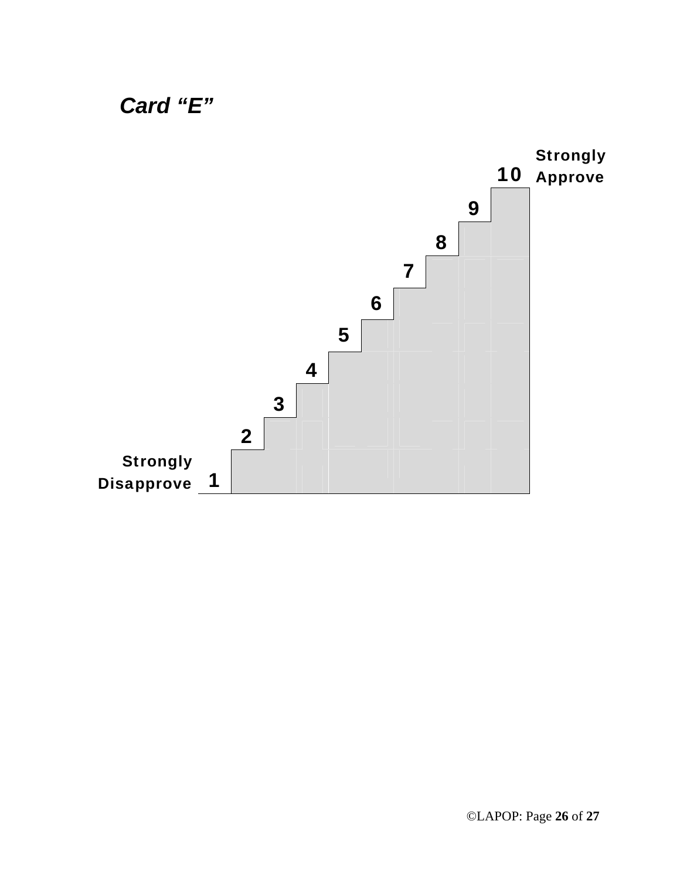***Card "E"***

Strongly Approve

10

9

8

7

6

5

4

3

2

Strongly Disapprove

1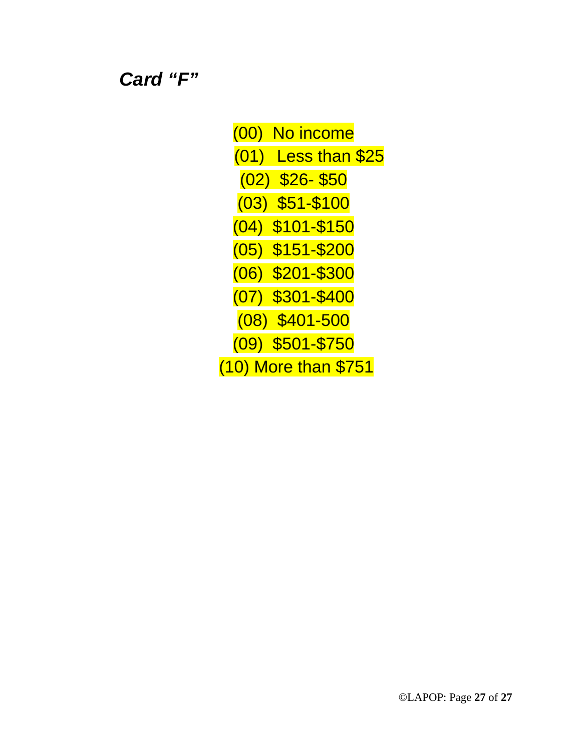***Card "F"***

(00)  No income

(01)  Less than $25

(02)  $26- $50

(03)  $51-$100

(04)  $101-$150

(05)  $151-$200

(06)  $201-$300

(07)  $301-$400

(08)  $401-500

(09)  $501-$750

(10) More than $751